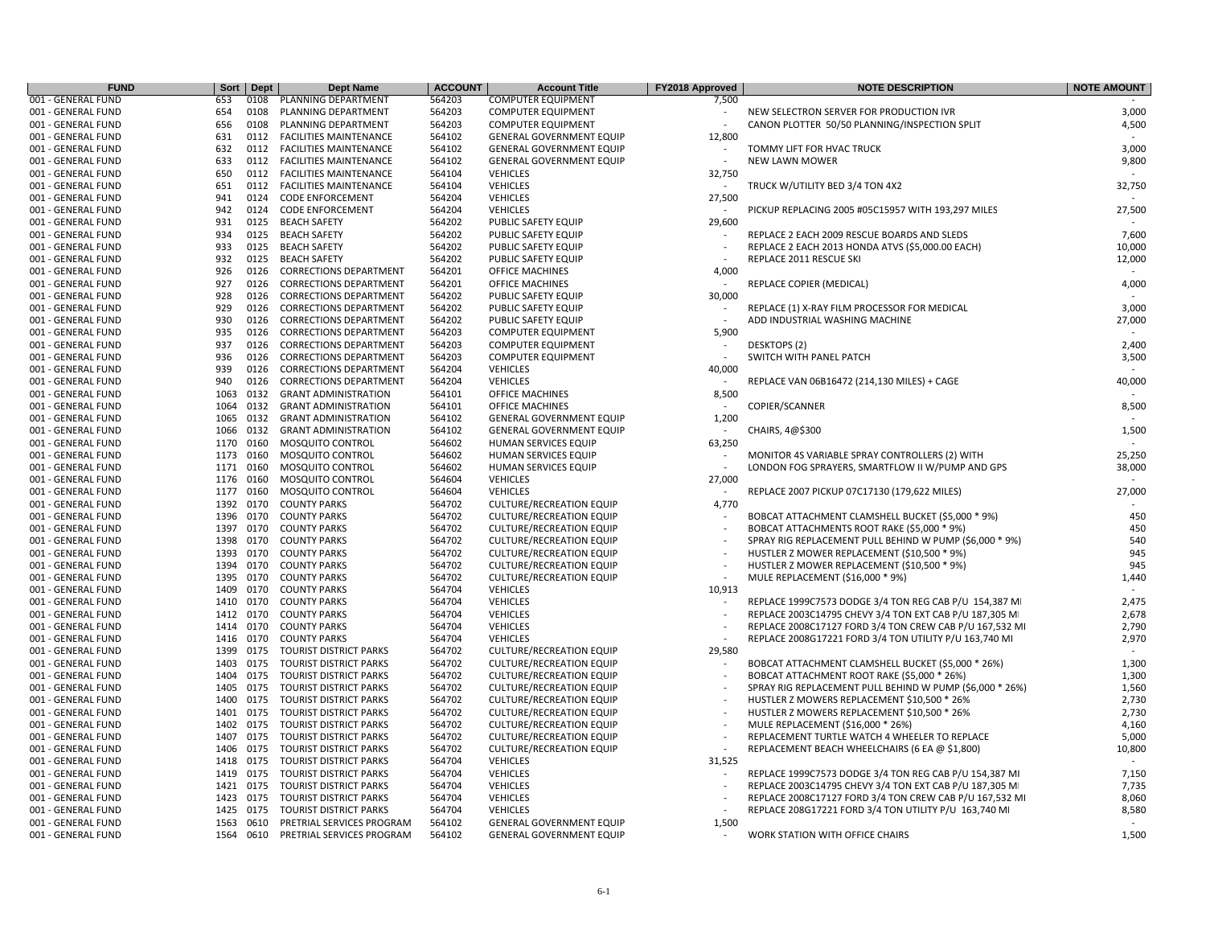| FUND | Sort | Dept | Dept Name | ACCOUNT | Account Title | FY2018 Approved | NOTE DESCRIPTION | NOTE AMOUNT |
|---|---|---|---|---|---|---|---|---|
| 001 - GENERAL FUND | 653 | 0108 | PLANNING DEPARTMENT | 564203 | COMPUTER EQUIPMENT | 7,500 | | - |
| 001 - GENERAL FUND | 654 | 0108 | PLANNING DEPARTMENT | 564203 | COMPUTER EQUIPMENT | - | NEW SELECTRON SERVER FOR PRODUCTION IVR | 3,000 |
| 001 - GENERAL FUND | 656 | 0108 | PLANNING DEPARTMENT | 564203 | COMPUTER EQUIPMENT | - | CANON PLOTTER 50/50 PLANNING/INSPECTION SPLIT | 4,500 |
| 001 - GENERAL FUND | 631 | 0112 | FACILITIES MAINTENANCE | 564102 | GENERAL GOVERNMENT EQUIP | 12,800 | | - |
| 001 - GENERAL FUND | 632 | 0112 | FACILITIES MAINTENANCE | 564102 | GENERAL GOVERNMENT EQUIP | - | TOMMY LIFT FOR HVAC TRUCK | 3,000 |
| 001 - GENERAL FUND | 633 | 0112 | FACILITIES MAINTENANCE | 564102 | GENERAL GOVERNMENT EQUIP | - | NEW LAWN MOWER | 9,800 |
| 001 - GENERAL FUND | 650 | 0112 | FACILITIES MAINTENANCE | 564104 | VEHICLES | 32,750 | | - |
| 001 - GENERAL FUND | 651 | 0112 | FACILITIES MAINTENANCE | 564104 | VEHICLES | - | TRUCK W/UTILITY BED 3/4 TON 4X2 | 32,750 |
| 001 - GENERAL FUND | 941 | 0124 | CODE ENFORCEMENT | 564204 | VEHICLES | 27,500 | | - |
| 001 - GENERAL FUND | 942 | 0124 | CODE ENFORCEMENT | 564204 | VEHICLES | - | PICKUP REPLACING 2005 #05C15957 WITH 193,297 MILES | 27,500 |
| 001 - GENERAL FUND | 931 | 0125 | BEACH SAFETY | 564202 | PUBLIC SAFETY EQUIP | 29,600 | | - |
| 001 - GENERAL FUND | 934 | 0125 | BEACH SAFETY | 564202 | PUBLIC SAFETY EQUIP | - | REPLACE 2 EACH 2009 RESCUE BOARDS AND SLEDS | 7,600 |
| 001 - GENERAL FUND | 933 | 0125 | BEACH SAFETY | 564202 | PUBLIC SAFETY EQUIP | - | REPLACE 2 EACH 2013 HONDA ATVS ($5,000.00 EACH) | 10,000 |
| 001 - GENERAL FUND | 932 | 0125 | BEACH SAFETY | 564202 | PUBLIC SAFETY EQUIP | - | REPLACE 2011 RESCUE SKI | 12,000 |
| 001 - GENERAL FUND | 926 | 0126 | CORRECTIONS DEPARTMENT | 564201 | OFFICE MACHINES | 4,000 | | - |
| 001 - GENERAL FUND | 927 | 0126 | CORRECTIONS DEPARTMENT | 564201 | OFFICE MACHINES | - | REPLACE COPIER (MEDICAL) | 4,000 |
| 001 - GENERAL FUND | 928 | 0126 | CORRECTIONS DEPARTMENT | 564202 | PUBLIC SAFETY EQUIP | 30,000 | | - |
| 001 - GENERAL FUND | 929 | 0126 | CORRECTIONS DEPARTMENT | 564202 | PUBLIC SAFETY EQUIP | - | REPLACE (1) X-RAY FILM PROCESSOR FOR MEDICAL | 3,000 |
| 001 - GENERAL FUND | 930 | 0126 | CORRECTIONS DEPARTMENT | 564202 | PUBLIC SAFETY EQUIP | - | ADD INDUSTRIAL WASHING MACHINE | 27,000 |
| 001 - GENERAL FUND | 935 | 0126 | CORRECTIONS DEPARTMENT | 564203 | COMPUTER EQUIPMENT | 5,900 | | - |
| 001 - GENERAL FUND | 937 | 0126 | CORRECTIONS DEPARTMENT | 564203 | COMPUTER EQUIPMENT | - | DESKTOPS (2) | 2,400 |
| 001 - GENERAL FUND | 936 | 0126 | CORRECTIONS DEPARTMENT | 564203 | COMPUTER EQUIPMENT | - | SWITCH WITH PANEL PATCH | 3,500 |
| 001 - GENERAL FUND | 939 | 0126 | CORRECTIONS DEPARTMENT | 564204 | VEHICLES | 40,000 | | - |
| 001 - GENERAL FUND | 940 | 0126 | CORRECTIONS DEPARTMENT | 564204 | VEHICLES | - | REPLACE VAN 06B16472 (214,130 MILES) + CAGE | 40,000 |
| 001 - GENERAL FUND | 1063 | 0132 | GRANT ADMINISTRATION | 564101 | OFFICE MACHINES | 8,500 | | - |
| 001 - GENERAL FUND | 1064 | 0132 | GRANT ADMINISTRATION | 564101 | OFFICE MACHINES | - | COPIER/SCANNER | 8,500 |
| 001 - GENERAL FUND | 1065 | 0132 | GRANT ADMINISTRATION | 564102 | GENERAL GOVERNMENT EQUIP | 1,200 | | - |
| 001 - GENERAL FUND | 1066 | 0132 | GRANT ADMINISTRATION | 564102 | GENERAL GOVERNMENT EQUIP | - | CHAIRS, 4@$300 | 1,500 |
| 001 - GENERAL FUND | 1170 | 0160 | MOSQUITO CONTROL | 564602 | HUMAN SERVICES EQUIP | 63,250 | | - |
| 001 - GENERAL FUND | 1173 | 0160 | MOSQUITO CONTROL | 564602 | HUMAN SERVICES EQUIP | - | MONITOR 4S VARIABLE SPRAY CONTROLLERS (2) WITH | 25,250 |
| 001 - GENERAL FUND | 1171 | 0160 | MOSQUITO CONTROL | 564602 | HUMAN SERVICES EQUIP | - | LONDON FOG SPRAYERS, SMARTFLOW II W/PUMP AND GPS | 38,000 |
| 001 - GENERAL FUND | 1176 | 0160 | MOSQUITO CONTROL | 564604 | VEHICLES | 27,000 | | - |
| 001 - GENERAL FUND | 1177 | 0160 | MOSQUITO CONTROL | 564604 | VEHICLES | - | REPLACE 2007 PICKUP 07C17130 (179,622 MILES) | 27,000 |
| 001 - GENERAL FUND | 1392 | 0170 | COUNTY PARKS | 564702 | CULTURE/RECREATION EQUIP | 4,770 | | - |
| 001 - GENERAL FUND | 1396 | 0170 | COUNTY PARKS | 564702 | CULTURE/RECREATION EQUIP | - | BOBCAT ATTACHMENT CLAMSHELL BUCKET ($5,000 * 9%) | 450 |
| 001 - GENERAL FUND | 1397 | 0170 | COUNTY PARKS | 564702 | CULTURE/RECREATION EQUIP | - | BOBCAT ATTACHMENTS ROOT RAKE ($5,000 * 9%) | 450 |
| 001 - GENERAL FUND | 1398 | 0170 | COUNTY PARKS | 564702 | CULTURE/RECREATION EQUIP | - | SPRAY RIG REPLACEMENT PULL BEHIND W PUMP ($6,000 * 9%) | 540 |
| 001 - GENERAL FUND | 1393 | 0170 | COUNTY PARKS | 564702 | CULTURE/RECREATION EQUIP | - | HUSTLER Z MOWER REPLACEMENT ($10,500 * 9%) | 945 |
| 001 - GENERAL FUND | 1394 | 0170 | COUNTY PARKS | 564702 | CULTURE/RECREATION EQUIP | - | HUSTLER Z MOWER REPLACEMENT ($10,500 * 9%) | 945 |
| 001 - GENERAL FUND | 1395 | 0170 | COUNTY PARKS | 564702 | CULTURE/RECREATION EQUIP | - | MULE REPLACEMENT ($16,000 * 9%) | 1,440 |
| 001 - GENERAL FUND | 1409 | 0170 | COUNTY PARKS | 564704 | VEHICLES | 10,913 | | - |
| 001 - GENERAL FUND | 1410 | 0170 | COUNTY PARKS | 564704 | VEHICLES | - | REPLACE 1999C7573 DODGE 3/4 TON REG CAB P/U 154,387 MI | 2,475 |
| 001 - GENERAL FUND | 1412 | 0170 | COUNTY PARKS | 564704 | VEHICLES | - | REPLACE 2003C14795 CHEVY 3/4 TON EXT CAB P/U 187,305 MI | 2,678 |
| 001 - GENERAL FUND | 1414 | 0170 | COUNTY PARKS | 564704 | VEHICLES | - | REPLACE 2008C17127 FORD 3/4 TON CREW CAB P/U 167,532 MI | 2,790 |
| 001 - GENERAL FUND | 1416 | 0170 | COUNTY PARKS | 564704 | VEHICLES | - | REPLACE 2008G17221 FORD 3/4 TON UTILITY P/U 163,740 MI | 2,970 |
| 001 - GENERAL FUND | 1399 | 0175 | TOURIST DISTRICT PARKS | 564702 | CULTURE/RECREATION EQUIP | 29,580 | | - |
| 001 - GENERAL FUND | 1403 | 0175 | TOURIST DISTRICT PARKS | 564702 | CULTURE/RECREATION EQUIP | - | BOBCAT ATTACHMENT CLAMSHELL BUCKET ($5,000 * 26%) | 1,300 |
| 001 - GENERAL FUND | 1404 | 0175 | TOURIST DISTRICT PARKS | 564702 | CULTURE/RECREATION EQUIP | - | BOBCAT ATTACHMENT ROOT RAKE ($5,000 * 26%) | 1,300 |
| 001 - GENERAL FUND | 1405 | 0175 | TOURIST DISTRICT PARKS | 564702 | CULTURE/RECREATION EQUIP | - | SPRAY RIG REPLACEMENT PULL BEHIND W PUMP ($6,000 * 26%) | 1,560 |
| 001 - GENERAL FUND | 1400 | 0175 | TOURIST DISTRICT PARKS | 564702 | CULTURE/RECREATION EQUIP | - | HUSTLER Z MOWERS REPLACEMENT $10,500 * 26% | 2,730 |
| 001 - GENERAL FUND | 1401 | 0175 | TOURIST DISTRICT PARKS | 564702 | CULTURE/RECREATION EQUIP | - | HUSTLER Z MOWERS REPLACEMENT $10,500 * 26% | 2,730 |
| 001 - GENERAL FUND | 1402 | 0175 | TOURIST DISTRICT PARKS | 564702 | CULTURE/RECREATION EQUIP | - | MULE REPLACEMENT ($16,000 * 26%) | 4,160 |
| 001 - GENERAL FUND | 1407 | 0175 | TOURIST DISTRICT PARKS | 564702 | CULTURE/RECREATION EQUIP | - | REPLACEMENT TURTLE WATCH 4 WHEELER TO REPLACE | 5,000 |
| 001 - GENERAL FUND | 1406 | 0175 | TOURIST DISTRICT PARKS | 564702 | CULTURE/RECREATION EQUIP | - | REPLACEMENT BEACH WHEELCHAIRS (6 EA @ $1,800) | 10,800 |
| 001 - GENERAL FUND | 1418 | 0175 | TOURIST DISTRICT PARKS | 564704 | VEHICLES | 31,525 | | - |
| 001 - GENERAL FUND | 1419 | 0175 | TOURIST DISTRICT PARKS | 564704 | VEHICLES | - | REPLACE 1999C7573 DODGE 3/4 TON REG CAB P/U 154,387 MI | 7,150 |
| 001 - GENERAL FUND | 1421 | 0175 | TOURIST DISTRICT PARKS | 564704 | VEHICLES | - | REPLACE 2003C14795 CHEVY 3/4 TON EXT CAB P/U 187,305 MI | 7,735 |
| 001 - GENERAL FUND | 1423 | 0175 | TOURIST DISTRICT PARKS | 564704 | VEHICLES | - | REPLACE 2008C17127 FORD 3/4 TON CREW CAB P/U 167,532 MI | 8,060 |
| 001 - GENERAL FUND | 1425 | 0175 | TOURIST DISTRICT PARKS | 564704 | VEHICLES | - | REPLACE 208G17221 FORD 3/4 TON UTILITY P/U 163,740 MI | 8,580 |
| 001 - GENERAL FUND | 1563 | 0610 | PRETRIAL SERVICES PROGRAM | 564102 | GENERAL GOVERNMENT EQUIP | 1,500 | | - |
| 001 - GENERAL FUND | 1564 | 0610 | PRETRIAL SERVICES PROGRAM | 564102 | GENERAL GOVERNMENT EQUIP | - | WORK STATION WITH OFFICE CHAIRS | 1,500 |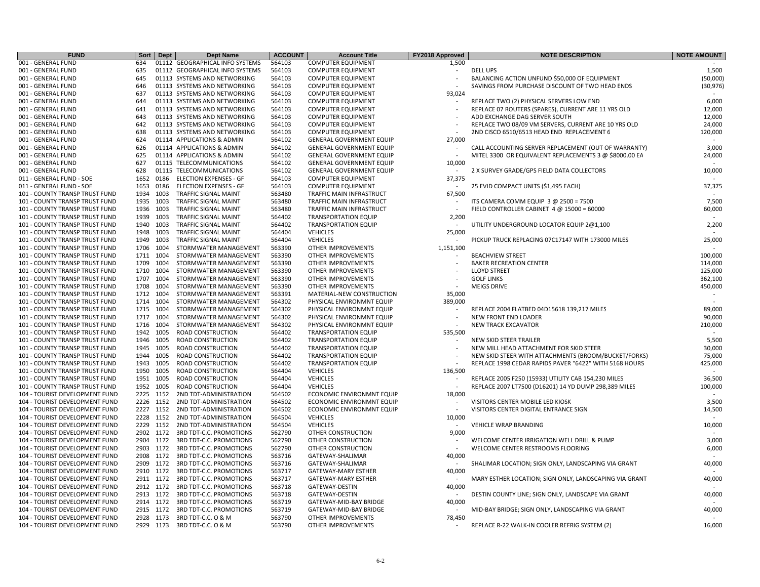| FUND | Sort | Dept | Dept Name | ACCOUNT | Account Title | FY2018 Approved | NOTE DESCRIPTION | NOTE AMOUNT |
|---|---|---|---|---|---|---|---|---|
| 001 - GENERAL FUND | 634 | 01112 | GEOGRAPHICAL INFO SYSTEMS | 564103 | COMPUTER EQUIPMENT | 1,500 | | - |
| 001 - GENERAL FUND | 635 | 01112 | GEOGRAPHICAL INFO SYSTEMS | 564103 | COMPUTER EQUIPMENT | - | DELL UPS | 1,500 |
| 001 - GENERAL FUND | 645 | 01113 | SYSTEMS AND NETWORKING | 564103 | COMPUTER EQUIPMENT | - | BALANCING ACTION UNFUND $50,000 OF EQUIPMENT | (50,000) |
| 001 - GENERAL FUND | 646 | 01113 | SYSTEMS AND NETWORKING | 564103 | COMPUTER EQUIPMENT | - | SAVINGS FROM PURCHASE DISCOUNT OF TWO HEAD ENDS | (30,976) |
| 001 - GENERAL FUND | 637 | 01113 | SYSTEMS AND NETWORKING | 564103 | COMPUTER EQUIPMENT | 93,024 | | - |
| 001 - GENERAL FUND | 644 | 01113 | SYSTEMS AND NETWORKING | 564103 | COMPUTER EQUIPMENT | - | REPLACE TWO (2) PHYSICAL SERVERS LOW END | 6,000 |
| 001 - GENERAL FUND | 641 | 01113 | SYSTEMS AND NETWORKING | 564103 | COMPUTER EQUIPMENT | - | REPLACE 07 ROUTERS (SPARES), CURRENT ARE 11 YRS OLD | 12,000 |
| 001 - GENERAL FUND | 643 | 01113 | SYSTEMS AND NETWORKING | 564103 | COMPUTER EQUIPMENT | - | ADD EXCHANGE DAG SERVER SOUTH | 12,000 |
| 001 - GENERAL FUND | 642 | 01113 | SYSTEMS AND NETWORKING | 564103 | COMPUTER EQUIPMENT | - | REPLACE TWO 08/09 VM SERVERS, CURRENT ARE 10 YRS OLD | 24,000 |
| 001 - GENERAL FUND | 638 | 01113 | SYSTEMS AND NETWORKING | 564103 | COMPUTER EQUIPMENT | - | 2ND CISCO 6510/6513 HEAD END REPLACEMENT 6 | 120,000 |
| 001 - GENERAL FUND | 624 | 01114 | APPLICATIONS & ADMIN | 564102 | GENERAL GOVERNMENT EQUIP | 27,000 | | - |
| 001 - GENERAL FUND | 626 | 01114 | APPLICATIONS & ADMIN | 564102 | GENERAL GOVERNMENT EQUIP | - | CALL ACCOUNTING SERVER REPLACEMENT (OUT OF WARRANTY) | 3,000 |
| 001 - GENERAL FUND | 625 | 01114 | APPLICATIONS & ADMIN | 564102 | GENERAL GOVERNMENT EQUIP | - | MITEL 3300 OR EQUIVALENT REPLACEMENTS 3 @ $8000.00 EA | 24,000 |
| 001 - GENERAL FUND | 627 | 01115 | TELECOMMUNICATIONS | 564102 | GENERAL GOVERNMENT EQUIP | 10,000 | | - |
| 001 - GENERAL FUND | 628 | 01115 | TELECOMMUNICATIONS | 564102 | GENERAL GOVERNMENT EQUIP | - | 2 X SURVEY GRADE/GPS FIELD DATA COLLECTORS | 10,000 |
| 011 - GENERAL FUND - SOE | 1652 | 0186 | ELECTION EXPENSES - GF | 564103 | COMPUTER EQUIPMENT | 37,375 | | - |
| 011 - GENERAL FUND - SOE | 1653 | 0186 | ELECTION EXPENSES - GF | 564103 | COMPUTER EQUIPMENT | - | 25 EVID COMPACT UNITS ($1,495 EACH) | 37,375 |
| 101 - COUNTY TRANSP TRUST FUND | 1934 | 1003 | TRAFFIC SIGNAL MAINT | 563480 | TRAFFIC MAIN INFRASTRUCT | 67,500 | | - |
| 101 - COUNTY TRANSP TRUST FUND | 1935 | 1003 | TRAFFIC SIGNAL MAINT | 563480 | TRAFFIC MAIN INFRASTRUCT | - | ITS CAMERA COMM EQUIP 3 @ 2500 = 7500 | 7,500 |
| 101 - COUNTY TRANSP TRUST FUND | 1936 | 1003 | TRAFFIC SIGNAL MAINT | 563480 | TRAFFIC MAIN INFRASTRUCT | - | FIELD CONTROLLER CABINET 4 @ 15000 = 60000 | 60,000 |
| 101 - COUNTY TRANSP TRUST FUND | 1939 | 1003 | TRAFFIC SIGNAL MAINT | 564402 | TRANSPORTATION EQUIP | 2,200 | | - |
| 101 - COUNTY TRANSP TRUST FUND | 1940 | 1003 | TRAFFIC SIGNAL MAINT | 564402 | TRANSPORTATION EQUIP | - | UTILITY UNDERGROUND LOCATOR EQUIP 2@1,100 | 2,200 |
| 101 - COUNTY TRANSP TRUST FUND | 1948 | 1003 | TRAFFIC SIGNAL MAINT | 564404 | VEHICLES | 25,000 | | - |
| 101 - COUNTY TRANSP TRUST FUND | 1949 | 1003 | TRAFFIC SIGNAL MAINT | 564404 | VEHICLES | - | PICKUP TRUCK REPLACING 07C17147 WITH 173000 MILES | 25,000 |
| 101 - COUNTY TRANSP TRUST FUND | 1706 | 1004 | STORMWATER MANAGEMENT | 563390 | OTHER IMPROVEMENTS | 1,151,100 | | - |
| 101 - COUNTY TRANSP TRUST FUND | 1711 | 1004 | STORMWATER MANAGEMENT | 563390 | OTHER IMPROVEMENTS | - | BEACHVIEW STREET | 100,000 |
| 101 - COUNTY TRANSP TRUST FUND | 1709 | 1004 | STORMWATER MANAGEMENT | 563390 | OTHER IMPROVEMENTS | - | BAKER RECREATION CENTER | 114,000 |
| 101 - COUNTY TRANSP TRUST FUND | 1710 | 1004 | STORMWATER MANAGEMENT | 563390 | OTHER IMPROVEMENTS | - | LLOYD STREET | 125,000 |
| 101 - COUNTY TRANSP TRUST FUND | 1707 | 1004 | STORMWATER MANAGEMENT | 563390 | OTHER IMPROVEMENTS | - | GOLF LINKS | 362,100 |
| 101 - COUNTY TRANSP TRUST FUND | 1708 | 1004 | STORMWATER MANAGEMENT | 563390 | OTHER IMPROVEMENTS | - | MEIGS DRIVE | 450,000 |
| 101 - COUNTY TRANSP TRUST FUND | 1712 | 1004 | STORMWATER MANAGEMENT | 563391 | MATERIAL-NEW CONSTRUCTION | 35,000 | | - |
| 101 - COUNTY TRANSP TRUST FUND | 1714 | 1004 | STORMWATER MANAGEMENT | 564302 | PHYSICAL ENVIRONMNT EQUIP | 389,000 | | - |
| 101 - COUNTY TRANSP TRUST FUND | 1715 | 1004 | STORMWATER MANAGEMENT | 564302 | PHYSICAL ENVIRONMNT EQUIP | - | REPLACE 2004 FLATBED 04D15618 139,217 MILES | 89,000 |
| 101 - COUNTY TRANSP TRUST FUND | 1717 | 1004 | STORMWATER MANAGEMENT | 564302 | PHYSICAL ENVIRONMNT EQUIP | - | NEW FRONT END LOADER | 90,000 |
| 101 - COUNTY TRANSP TRUST FUND | 1716 | 1004 | STORMWATER MANAGEMENT | 564302 | PHYSICAL ENVIRONMNT EQUIP | - | NEW TRACK EXCAVATOR | 210,000 |
| 101 - COUNTY TRANSP TRUST FUND | 1942 | 1005 | ROAD CONSTRUCTION | 564402 | TRANSPORTATION EQUIP | 535,500 | | - |
| 101 - COUNTY TRANSP TRUST FUND | 1946 | 1005 | ROAD CONSTRUCTION | 564402 | TRANSPORTATION EQUIP | - | NEW SKID STEER TRAILER | 5,500 |
| 101 - COUNTY TRANSP TRUST FUND | 1945 | 1005 | ROAD CONSTRUCTION | 564402 | TRANSPORTATION EQUIP | - | NEW MILL HEAD ATTACHMENT FOR SKID STEER | 30,000 |
| 101 - COUNTY TRANSP TRUST FUND | 1944 | 1005 | ROAD CONSTRUCTION | 564402 | TRANSPORTATION EQUIP | - | NEW SKID STEER WITH ATTACHMENTS (BROOM/BUCKET/FORKS) | 75,000 |
| 101 - COUNTY TRANSP TRUST FUND | 1943 | 1005 | ROAD CONSTRUCTION | 564402 | TRANSPORTATION EQUIP | - | REPLACE 1998 CEDAR RAPIDS PAVER "6422" WITH 5168 HOURS | 425,000 |
| 101 - COUNTY TRANSP TRUST FUND | 1950 | 1005 | ROAD CONSTRUCTION | 564404 | VEHICLES | 136,500 | | - |
| 101 - COUNTY TRANSP TRUST FUND | 1951 | 1005 | ROAD CONSTRUCTION | 564404 | VEHICLES | - | REPLACE 2005 F250 (15933) UTILITY CAB 154,230 MILES | 36,500 |
| 101 - COUNTY TRANSP TRUST FUND | 1952 | 1005 | ROAD CONSTRUCTION | 564404 | VEHICLES | - | REPLACE 2007 LT7500 (D16201) 14 YD DUMP 298,389 MILES | 100,000 |
| 104 - TOURIST DEVELOPMENT FUND | 2225 | 1152 | 2ND TDT-ADMINISTRATION | 564502 | ECONOMIC ENVIRONMNT EQUIP | 18,000 | | - |
| 104 - TOURIST DEVELOPMENT FUND | 2226 | 1152 | 2ND TDT-ADMINISTRATION | 564502 | ECONOMIC ENVIRONMNT EQUIP | - | VISITORS CENTER MOBILE LED KIOSK | 3,500 |
| 104 - TOURIST DEVELOPMENT FUND | 2227 | 1152 | 2ND TDT-ADMINISTRATION | 564502 | ECONOMIC ENVIRONMNT EQUIP | - | VISITORS CENTER DIGITAL ENTRANCE SIGN | 14,500 |
| 104 - TOURIST DEVELOPMENT FUND | 2228 | 1152 | 2ND TDT-ADMINISTRATION | 564504 | VEHICLES | 10,000 | | - |
| 104 - TOURIST DEVELOPMENT FUND | 2229 | 1152 | 2ND TDT-ADMINISTRATION | 564504 | VEHICLES | - | VEHICLE WRAP BRANDING | 10,000 |
| 104 - TOURIST DEVELOPMENT FUND | 2902 | 1172 | 3RD TDT-C.C. PROMOTIONS | 562790 | OTHER CONSTRUCTION | 9,000 | | - |
| 104 - TOURIST DEVELOPMENT FUND | 2904 | 1172 | 3RD TDT-C.C. PROMOTIONS | 562790 | OTHER CONSTRUCTION | - | WELCOME CENTER IRRIGATION WELL DRILL & PUMP | 3,000 |
| 104 - TOURIST DEVELOPMENT FUND | 2903 | 1172 | 3RD TDT-C.C. PROMOTIONS | 562790 | OTHER CONSTRUCTION | - | WELCOME CENTER RESTROOMS FLOORING | 6,000 |
| 104 - TOURIST DEVELOPMENT FUND | 2908 | 1172 | 3RD TDT-C.C. PROMOTIONS | 563716 | GATEWAY-SHALIMAR | 40,000 | | - |
| 104 - TOURIST DEVELOPMENT FUND | 2909 | 1172 | 3RD TDT-C.C. PROMOTIONS | 563716 | GATEWAY-SHALIMAR | - | SHALIMAR LOCATION; SIGN ONLY, LANDSCAPING VIA GRANT | 40,000 |
| 104 - TOURIST DEVELOPMENT FUND | 2910 | 1172 | 3RD TDT-C.C. PROMOTIONS | 563717 | GATEWAY-MARY ESTHER | 40,000 | | - |
| 104 - TOURIST DEVELOPMENT FUND | 2911 | 1172 | 3RD TDT-C.C. PROMOTIONS | 563717 | GATEWAY-MARY ESTHER | - | MARY ESTHER LOCATION; SIGN ONLY, LANDSCAPING VIA GRANT | 40,000 |
| 104 - TOURIST DEVELOPMENT FUND | 2912 | 1172 | 3RD TDT-C.C. PROMOTIONS | 563718 | GATEWAY-DESTIN | 40,000 | | - |
| 104 - TOURIST DEVELOPMENT FUND | 2913 | 1172 | 3RD TDT-C.C. PROMOTIONS | 563718 | GATEWAY-DESTIN | - | DESTIN COUNTY LINE; SIGN ONLY, LANDSCAPE VIA GRANT | 40,000 |
| 104 - TOURIST DEVELOPMENT FUND | 2914 | 1172 | 3RD TDT-C.C. PROMOTIONS | 563719 | GATEWAY-MID-BAY BRIDGE | 40,000 | | - |
| 104 - TOURIST DEVELOPMENT FUND | 2915 | 1172 | 3RD TDT-C.C. PROMOTIONS | 563719 | GATEWAY-MID-BAY BRIDGE | - | MID-BAY BRIDGE; SIGN ONLY, LANDSCAPING VIA GRANT | 40,000 |
| 104 - TOURIST DEVELOPMENT FUND | 2928 | 1173 | 3RD TDT-C.C. O & M | 563790 | OTHER IMPROVEMENTS | 78,450 | | - |
| 104 - TOURIST DEVELOPMENT FUND | 2929 | 1173 | 3RD TDT-C.C. O & M | 563790 | OTHER IMPROVEMENTS | - | REPLACE R-22 WALK-IN COOLER REFRIG SYSTEM (2) | 16,000 |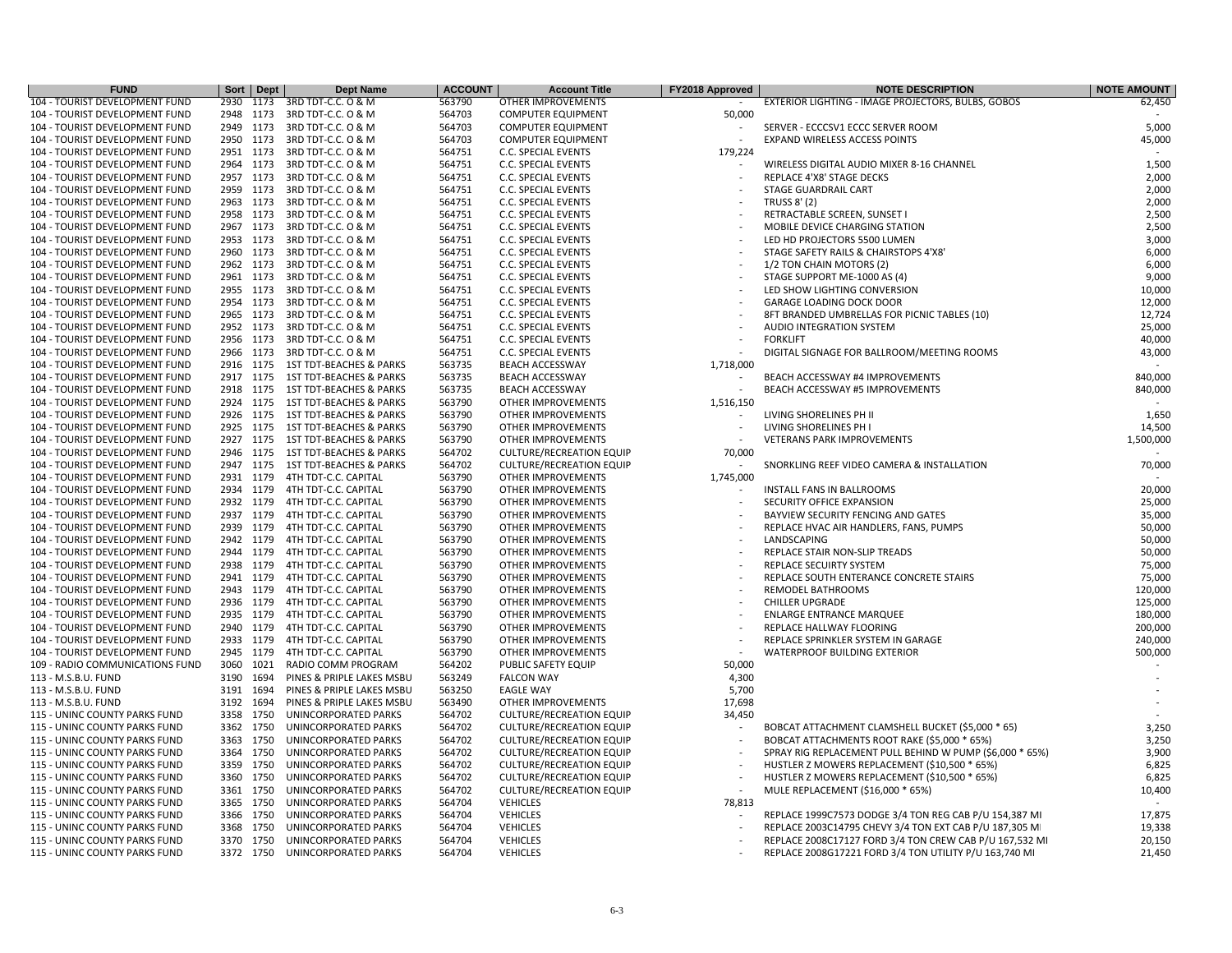| FUND | Sort | Dept | Dept Name | ACCOUNT | Account Title | FY2018 Approved | NOTE DESCRIPTION | NOTE AMOUNT |
|---|---|---|---|---|---|---|---|---|
| 104 - TOURIST DEVELOPMENT FUND | 2930 | 1173 | 3RD TDT-C.C. O & M | 563790 | OTHER IMPROVEMENTS | - | EXTERIOR LIGHTING - IMAGE PROJECTORS, BULBS, GOBOS | 62,450 |
| 104 - TOURIST DEVELOPMENT FUND | 2948 | 1173 | 3RD TDT-C.C. O & M | 564703 | COMPUTER EQUIPMENT | 50,000 | | - |
| 104 - TOURIST DEVELOPMENT FUND | 2949 | 1173 | 3RD TDT-C.C. O & M | 564703 | COMPUTER EQUIPMENT | - | SERVER - ECCCSV1 ECCC SERVER ROOM | 5,000 |
| 104 - TOURIST DEVELOPMENT FUND | 2950 | 1173 | 3RD TDT-C.C. O & M | 564703 | COMPUTER EQUIPMENT | - | EXPAND WIRELESS ACCESS POINTS | 45,000 |
| 104 - TOURIST DEVELOPMENT FUND | 2951 | 1173 | 3RD TDT-C.C. O & M | 564751 | C.C. SPECIAL EVENTS | 179,224 | | - |
| 104 - TOURIST DEVELOPMENT FUND | 2964 | 1173 | 3RD TDT-C.C. O & M | 564751 | C.C. SPECIAL EVENTS | - | WIRELESS DIGITAL AUDIO MIXER 8-16 CHANNEL | 1,500 |
| 104 - TOURIST DEVELOPMENT FUND | 2957 | 1173 | 3RD TDT-C.C. O & M | 564751 | C.C. SPECIAL EVENTS | - | REPLACE 4'X8' STAGE DECKS | 2,000 |
| 104 - TOURIST DEVELOPMENT FUND | 2959 | 1173 | 3RD TDT-C.C. O & M | 564751 | C.C. SPECIAL EVENTS | - | STAGE GUARDRAIL CART | 2,000 |
| 104 - TOURIST DEVELOPMENT FUND | 2963 | 1173 | 3RD TDT-C.C. O & M | 564751 | C.C. SPECIAL EVENTS | - | TRUSS 8' (2) | 2,000 |
| 104 - TOURIST DEVELOPMENT FUND | 2958 | 1173 | 3RD TDT-C.C. O & M | 564751 | C.C. SPECIAL EVENTS | - | RETRACTABLE SCREEN, SUNSET I | 2,500 |
| 104 - TOURIST DEVELOPMENT FUND | 2967 | 1173 | 3RD TDT-C.C. O & M | 564751 | C.C. SPECIAL EVENTS | - | MOBILE DEVICE CHARGING STATION | 2,500 |
| 104 - TOURIST DEVELOPMENT FUND | 2953 | 1173 | 3RD TDT-C.C. O & M | 564751 | C.C. SPECIAL EVENTS | - | LED HD PROJECTORS 5500 LUMEN | 3,000 |
| 104 - TOURIST DEVELOPMENT FUND | 2960 | 1173 | 3RD TDT-C.C. O & M | 564751 | C.C. SPECIAL EVENTS | - | STAGE SAFETY RAILS & CHAIRSTOPS 4'X8' | 6,000 |
| 104 - TOURIST DEVELOPMENT FUND | 2962 | 1173 | 3RD TDT-C.C. O & M | 564751 | C.C. SPECIAL EVENTS | - | 1/2 TON CHAIN MOTORS (2) | 6,000 |
| 104 - TOURIST DEVELOPMENT FUND | 2961 | 1173 | 3RD TDT-C.C. O & M | 564751 | C.C. SPECIAL EVENTS | - | STAGE SUPPORT ME-1000 AS (4) | 9,000 |
| 104 - TOURIST DEVELOPMENT FUND | 2955 | 1173 | 3RD TDT-C.C. O & M | 564751 | C.C. SPECIAL EVENTS | - | LED SHOW LIGHTING CONVERSION | 10,000 |
| 104 - TOURIST DEVELOPMENT FUND | 2954 | 1173 | 3RD TDT-C.C. O & M | 564751 | C.C. SPECIAL EVENTS | - | GARAGE LOADING DOCK DOOR | 12,000 |
| 104 - TOURIST DEVELOPMENT FUND | 2965 | 1173 | 3RD TDT-C.C. O & M | 564751 | C.C. SPECIAL EVENTS | - | 8FT BRANDED UMBRELLAS FOR PICNIC TABLES (10) | 12,724 |
| 104 - TOURIST DEVELOPMENT FUND | 2952 | 1173 | 3RD TDT-C.C. O & M | 564751 | C.C. SPECIAL EVENTS | - | AUDIO INTEGRATION SYSTEM | 25,000 |
| 104 - TOURIST DEVELOPMENT FUND | 2956 | 1173 | 3RD TDT-C.C. O & M | 564751 | C.C. SPECIAL EVENTS | - | FORKLIFT | 40,000 |
| 104 - TOURIST DEVELOPMENT FUND | 2966 | 1173 | 3RD TDT-C.C. O & M | 564751 | C.C. SPECIAL EVENTS | - | DIGITAL SIGNAGE FOR BALLROOM/MEETING ROOMS | 43,000 |
| 104 - TOURIST DEVELOPMENT FUND | 2916 | 1175 | 1ST TDT-BEACHES & PARKS | 563735 | BEACH ACCESSWAY | 1,718,000 | | - |
| 104 - TOURIST DEVELOPMENT FUND | 2917 | 1175 | 1ST TDT-BEACHES & PARKS | 563735 | BEACH ACCESSWAY | - | BEACH ACCESSWAY #4 IMPROVEMENTS | 840,000 |
| 104 - TOURIST DEVELOPMENT FUND | 2918 | 1175 | 1ST TDT-BEACHES & PARKS | 563735 | BEACH ACCESSWAY | - | BEACH ACCESSWAY #5 IMPROVEMENTS | 840,000 |
| 104 - TOURIST DEVELOPMENT FUND | 2924 | 1175 | 1ST TDT-BEACHES & PARKS | 563790 | OTHER IMPROVEMENTS | 1,516,150 | | - |
| 104 - TOURIST DEVELOPMENT FUND | 2926 | 1175 | 1ST TDT-BEACHES & PARKS | 563790 | OTHER IMPROVEMENTS | - | LIVING SHORELINES PH II | 1,650 |
| 104 - TOURIST DEVELOPMENT FUND | 2925 | 1175 | 1ST TDT-BEACHES & PARKS | 563790 | OTHER IMPROVEMENTS | - | LIVING SHORELINES PH I | 14,500 |
| 104 - TOURIST DEVELOPMENT FUND | 2927 | 1175 | 1ST TDT-BEACHES & PARKS | 563790 | OTHER IMPROVEMENTS | - | VETERANS PARK IMPROVEMENTS | 1,500,000 |
| 104 - TOURIST DEVELOPMENT FUND | 2946 | 1175 | 1ST TDT-BEACHES & PARKS | 564702 | CULTURE/RECREATION EQUIP | 70,000 | | - |
| 104 - TOURIST DEVELOPMENT FUND | 2947 | 1175 | 1ST TDT-BEACHES & PARKS | 564702 | CULTURE/RECREATION EQUIP | - | SNORKLING REEF VIDEO CAMERA & INSTALLATION | 70,000 |
| 104 - TOURIST DEVELOPMENT FUND | 2931 | 1179 | 4TH TDT-C.C. CAPITAL | 563790 | OTHER IMPROVEMENTS | 1,745,000 | | - |
| 104 - TOURIST DEVELOPMENT FUND | 2934 | 1179 | 4TH TDT-C.C. CAPITAL | 563790 | OTHER IMPROVEMENTS | - | INSTALL FANS IN BALLROOMS | 20,000 |
| 104 - TOURIST DEVELOPMENT FUND | 2932 | 1179 | 4TH TDT-C.C. CAPITAL | 563790 | OTHER IMPROVEMENTS | - | SECURITY OFFICE EXPANSION | 25,000 |
| 104 - TOURIST DEVELOPMENT FUND | 2937 | 1179 | 4TH TDT-C.C. CAPITAL | 563790 | OTHER IMPROVEMENTS | - | BAYVIEW SECURITY FENCING AND GATES | 35,000 |
| 104 - TOURIST DEVELOPMENT FUND | 2939 | 1179 | 4TH TDT-C.C. CAPITAL | 563790 | OTHER IMPROVEMENTS | - | REPLACE HVAC AIR HANDLERS, FANS, PUMPS | 50,000 |
| 104 - TOURIST DEVELOPMENT FUND | 2942 | 1179 | 4TH TDT-C.C. CAPITAL | 563790 | OTHER IMPROVEMENTS | - | LANDSCAPING | 50,000 |
| 104 - TOURIST DEVELOPMENT FUND | 2944 | 1179 | 4TH TDT-C.C. CAPITAL | 563790 | OTHER IMPROVEMENTS | - | REPLACE STAIR NON-SLIP TREADS | 50,000 |
| 104 - TOURIST DEVELOPMENT FUND | 2938 | 1179 | 4TH TDT-C.C. CAPITAL | 563790 | OTHER IMPROVEMENTS | - | REPLACE SECUIRTY SYSTEM | 75,000 |
| 104 - TOURIST DEVELOPMENT FUND | 2941 | 1179 | 4TH TDT-C.C. CAPITAL | 563790 | OTHER IMPROVEMENTS | - | REPLACE SOUTH ENTERANCE CONCRETE STAIRS | 75,000 |
| 104 - TOURIST DEVELOPMENT FUND | 2943 | 1179 | 4TH TDT-C.C. CAPITAL | 563790 | OTHER IMPROVEMENTS | - | REMODEL BATHROOMS | 120,000 |
| 104 - TOURIST DEVELOPMENT FUND | 2936 | 1179 | 4TH TDT-C.C. CAPITAL | 563790 | OTHER IMPROVEMENTS | - | CHILLER UPGRADE | 125,000 |
| 104 - TOURIST DEVELOPMENT FUND | 2935 | 1179 | 4TH TDT-C.C. CAPITAL | 563790 | OTHER IMPROVEMENTS | - | ENLARGE ENTRANCE MARQUEE | 180,000 |
| 104 - TOURIST DEVELOPMENT FUND | 2940 | 1179 | 4TH TDT-C.C. CAPITAL | 563790 | OTHER IMPROVEMENTS | - | REPLACE HALLWAY FLOORING | 200,000 |
| 104 - TOURIST DEVELOPMENT FUND | 2933 | 1179 | 4TH TDT-C.C. CAPITAL | 563790 | OTHER IMPROVEMENTS | - | REPLACE SPRINKLER SYSTEM IN GARAGE | 240,000 |
| 104 - TOURIST DEVELOPMENT FUND | 2945 | 1179 | 4TH TDT-C.C. CAPITAL | 563790 | OTHER IMPROVEMENTS | - | WATERPROOF BUILDING EXTERIOR | 500,000 |
| 109 - RADIO COMMUNICATIONS FUND | 3060 | 1021 | RADIO COMM PROGRAM | 564202 | PUBLIC SAFETY EQUIP | 50,000 | | - |
| 113 - M.S.B.U. FUND | 3190 | 1694 | PINES & PRIPLE LAKES MSBU | 563249 | FALCON WAY | 4,300 | | - |
| 113 - M.S.B.U. FUND | 3191 | 1694 | PINES & PRIPLE LAKES MSBU | 563250 | EAGLE WAY | 5,700 | | - |
| 113 - M.S.B.U. FUND | 3192 | 1694 | PINES & PRIPLE LAKES MSBU | 563490 | OTHER IMPROVEMENTS | 17,698 | | - |
| 115 - UNINC COUNTY PARKS FUND | 3358 | 1750 | UNINCORPORATED PARKS | 564702 | CULTURE/RECREATION EQUIP | 34,450 | | - |
| 115 - UNINC COUNTY PARKS FUND | 3362 | 1750 | UNINCORPORATED PARKS | 564702 | CULTURE/RECREATION EQUIP | - | BOBCAT ATTACHMENT CLAMSHELL BUCKET ($5,000 * 65) | 3,250 |
| 115 - UNINC COUNTY PARKS FUND | 3363 | 1750 | UNINCORPORATED PARKS | 564702 | CULTURE/RECREATION EQUIP | - | BOBCAT ATTACHMENTS ROOT RAKE ($5,000 * 65%) | 3,250 |
| 115 - UNINC COUNTY PARKS FUND | 3364 | 1750 | UNINCORPORATED PARKS | 564702 | CULTURE/RECREATION EQUIP | - | SPRAY RIG REPLACEMENT PULL BEHIND W PUMP ($6,000 * 65%) | 3,900 |
| 115 - UNINC COUNTY PARKS FUND | 3359 | 1750 | UNINCORPORATED PARKS | 564702 | CULTURE/RECREATION EQUIP | - | HUSTLER Z MOWERS REPLACEMENT ($10,500 * 65%) | 6,825 |
| 115 - UNINC COUNTY PARKS FUND | 3360 | 1750 | UNINCORPORATED PARKS | 564702 | CULTURE/RECREATION EQUIP | - | HUSTLER Z MOWERS REPLACEMENT ($10,500 * 65%) | 6,825 |
| 115 - UNINC COUNTY PARKS FUND | 3361 | 1750 | UNINCORPORATED PARKS | 564702 | CULTURE/RECREATION EQUIP | - | MULE REPLACEMENT ($16,000 * 65%) | 10,400 |
| 115 - UNINC COUNTY PARKS FUND | 3365 | 1750 | UNINCORPORATED PARKS | 564704 | VEHICLES | 78,813 | | - |
| 115 - UNINC COUNTY PARKS FUND | 3366 | 1750 | UNINCORPORATED PARKS | 564704 | VEHICLES | - | REPLACE 1999C7573 DODGE 3/4 TON REG CAB P/U 154,387 MI | 17,875 |
| 115 - UNINC COUNTY PARKS FUND | 3368 | 1750 | UNINCORPORATED PARKS | 564704 | VEHICLES | - | REPLACE 2003C14795 CHEVY 3/4 TON EXT CAB P/U 187,305 MI | 19,338 |
| 115 - UNINC COUNTY PARKS FUND | 3370 | 1750 | UNINCORPORATED PARKS | 564704 | VEHICLES | - | REPLACE 2008C17127 FORD 3/4 TON CREW CAB P/U 167,532 MI | 20,150 |
| 115 - UNINC COUNTY PARKS FUND | 3372 | 1750 | UNINCORPORATED PARKS | 564704 | VEHICLES | - | REPLACE 2008G17221 FORD 3/4 TON UTILITY P/U 163,740 MI | 21,450 |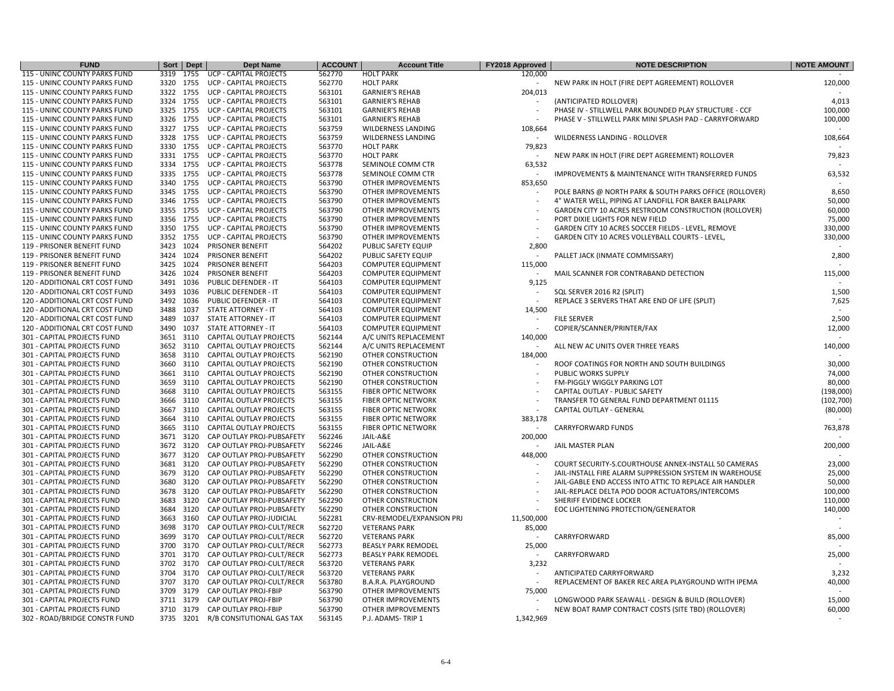| FUND | Sort | Dept | Dept Name | ACCOUNT | Account Title | FY2018 Approved | NOTE DESCRIPTION | NOTE AMOUNT |
|---|---|---|---|---|---|---|---|---|
| 115 - UNINC COUNTY PARKS FUND | 3319 | 1755 | UCP - CAPITAL PROJECTS | 562770 | HOLT PARK | 120,000 | | - |
| 115 - UNINC COUNTY PARKS FUND | 3320 | 1755 | UCP - CAPITAL PROJECTS | 562770 | HOLT PARK | - | NEW PARK IN HOLT (FIRE DEPT AGREEMENT) ROLLOVER | 120,000 |
| 115 - UNINC COUNTY PARKS FUND | 3322 | 1755 | UCP - CAPITAL PROJECTS | 563101 | GARNIER'S REHAB | 204,013 | | - |
| 115 - UNINC COUNTY PARKS FUND | 3324 | 1755 | UCP - CAPITAL PROJECTS | 563101 | GARNIER'S REHAB | - | (ANTICIPATED ROLLOVER) | 4,013 |
| 115 - UNINC COUNTY PARKS FUND | 3325 | 1755 | UCP - CAPITAL PROJECTS | 563101 | GARNIER'S REHAB | - | PHASE IV - STILLWELL PARK BOUNDED PLAY STRUCTURE - CCF | 100,000 |
| 115 - UNINC COUNTY PARKS FUND | 3326 | 1755 | UCP - CAPITAL PROJECTS | 563101 | GARNIER'S REHAB | - | PHASE V - STILLWELL PARK MINI SPLASH PAD - CARRYFORWARD | 100,000 |
| 115 - UNINC COUNTY PARKS FUND | 3327 | 1755 | UCP - CAPITAL PROJECTS | 563759 | WILDERNESS LANDING | 108,664 | | - |
| 115 - UNINC COUNTY PARKS FUND | 3328 | 1755 | UCP - CAPITAL PROJECTS | 563759 | WILDERNESS LANDING | - | WILDERNESS LANDING - ROLLOVER | 108,664 |
| 115 - UNINC COUNTY PARKS FUND | 3330 | 1755 | UCP - CAPITAL PROJECTS | 563770 | HOLT PARK | 79,823 | | - |
| 115 - UNINC COUNTY PARKS FUND | 3331 | 1755 | UCP - CAPITAL PROJECTS | 563770 | HOLT PARK | - | NEW PARK IN HOLT (FIRE DEPT AGREEMENT) ROLLOVER | 79,823 |
| 115 - UNINC COUNTY PARKS FUND | 3334 | 1755 | UCP - CAPITAL PROJECTS | 563778 | SEMINOLE COMM CTR | 63,532 | | - |
| 115 - UNINC COUNTY PARKS FUND | 3335 | 1755 | UCP - CAPITAL PROJECTS | 563778 | SEMINOLE COMM CTR | - | IMPROVEMENTS & MAINTENANCE WITH TRANSFERRED FUNDS | 63,532 |
| 115 - UNINC COUNTY PARKS FUND | 3340 | 1755 | UCP - CAPITAL PROJECTS | 563790 | OTHER IMPROVEMENTS | 853,650 | | - |
| 115 - UNINC COUNTY PARKS FUND | 3345 | 1755 | UCP - CAPITAL PROJECTS | 563790 | OTHER IMPROVEMENTS | - | POLE BARNS @ NORTH PARK & SOUTH PARKS OFFICE (ROLLOVER) | 8,650 |
| 115 - UNINC COUNTY PARKS FUND | 3346 | 1755 | UCP - CAPITAL PROJECTS | 563790 | OTHER IMPROVEMENTS | - | 4" WATER WELL, PIPING AT LANDFILL FOR BAKER BALLPARK | 50,000 |
| 115 - UNINC COUNTY PARKS FUND | 3355 | 1755 | UCP - CAPITAL PROJECTS | 563790 | OTHER IMPROVEMENTS | - | GARDEN CITY 10 ACRES RESTROOM CONSTRUCTION (ROLLOVER) | 60,000 |
| 115 - UNINC COUNTY PARKS FUND | 3356 | 1755 | UCP - CAPITAL PROJECTS | 563790 | OTHER IMPROVEMENTS | - | PORT DIXIE LIGHTS FOR NEW FIELD | 75,000 |
| 115 - UNINC COUNTY PARKS FUND | 3350 | 1755 | UCP - CAPITAL PROJECTS | 563790 | OTHER IMPROVEMENTS | - | GARDEN CITY 10 ACRES SOCCER FIELDS - LEVEL, REMOVE | 330,000 |
| 115 - UNINC COUNTY PARKS FUND | 3352 | 1755 | UCP - CAPITAL PROJECTS | 563790 | OTHER IMPROVEMENTS | - | GARDEN CITY 10 ACRES VOLLEYBALL COURTS - LEVEL, | 330,000 |
| 119 - PRISONER BENEFIT FUND | 3423 | 1024 | PRISONER BENEFIT | 564202 | PUBLIC SAFETY EQUIP | 2,800 | | - |
| 119 - PRISONER BENEFIT FUND | 3424 | 1024 | PRISONER BENEFIT | 564202 | PUBLIC SAFETY EQUIP | - | PALLET JACK (INMATE COMMISSARY) | 2,800 |
| 119 - PRISONER BENEFIT FUND | 3425 | 1024 | PRISONER BENEFIT | 564203 | COMPUTER EQUIPMENT | 115,000 | | - |
| 119 - PRISONER BENEFIT FUND | 3426 | 1024 | PRISONER BENEFIT | 564203 | COMPUTER EQUIPMENT | - | MAIL SCANNER FOR CONTRABAND DETECTION | 115,000 |
| 120 - ADDITIONAL CRT COST FUND | 3491 | 1036 | PUBLIC DEFENDER - IT | 564103 | COMPUTER EQUIPMENT | 9,125 | | - |
| 120 - ADDITIONAL CRT COST FUND | 3493 | 1036 | PUBLIC DEFENDER - IT | 564103 | COMPUTER EQUIPMENT | - | SQL SERVER 2016 R2 (SPLIT) | 1,500 |
| 120 - ADDITIONAL CRT COST FUND | 3492 | 1036 | PUBLIC DEFENDER - IT | 564103 | COMPUTER EQUIPMENT | - | REPLACE 3 SERVERS THAT ARE END OF LIFE (SPLIT) | 7,625 |
| 120 - ADDITIONAL CRT COST FUND | 3488 | 1037 | STATE ATTORNEY - IT | 564103 | COMPUTER EQUIPMENT | 14,500 | | - |
| 120 - ADDITIONAL CRT COST FUND | 3489 | 1037 | STATE ATTORNEY - IT | 564103 | COMPUTER EQUIPMENT | - | FILE SERVER | 2,500 |
| 120 - ADDITIONAL CRT COST FUND | 3490 | 1037 | STATE ATTORNEY - IT | 564103 | COMPUTER EQUIPMENT | - | COPIER/SCANNER/PRINTER/FAX | 12,000 |
| 301 - CAPITAL PROJECTS FUND | 3651 | 3110 | CAPITAL OUTLAY PROJECTS | 562144 | A/C UNITS REPLACEMENT | 140,000 | | - |
| 301 - CAPITAL PROJECTS FUND | 3652 | 3110 | CAPITAL OUTLAY PROJECTS | 562144 | A/C UNITS REPLACEMENT | - | ALL NEW AC UNITS OVER THREE YEARS | 140,000 |
| 301 - CAPITAL PROJECTS FUND | 3658 | 3110 | CAPITAL OUTLAY PROJECTS | 562190 | OTHER CONSTRUCTION | 184,000 | | - |
| 301 - CAPITAL PROJECTS FUND | 3660 | 3110 | CAPITAL OUTLAY PROJECTS | 562190 | OTHER CONSTRUCTION | - | ROOF COATINGS FOR NORTH AND SOUTH BUILDINGS | 30,000 |
| 301 - CAPITAL PROJECTS FUND | 3661 | 3110 | CAPITAL OUTLAY PROJECTS | 562190 | OTHER CONSTRUCTION | - | PUBLIC WORKS SUPPLY | 74,000 |
| 301 - CAPITAL PROJECTS FUND | 3659 | 3110 | CAPITAL OUTLAY PROJECTS | 562190 | OTHER CONSTRUCTION | - | FM-PIGGLY WIGGLY PARKING LOT | 80,000 |
| 301 - CAPITAL PROJECTS FUND | 3668 | 3110 | CAPITAL OUTLAY PROJECTS | 563155 | FIBER OPTIC NETWORK | - | CAPITAL OUTLAY - PUBLIC SAFETY | (198,000) |
| 301 - CAPITAL PROJECTS FUND | 3666 | 3110 | CAPITAL OUTLAY PROJECTS | 563155 | FIBER OPTIC NETWORK | - | TRANSFER TO GENERAL FUND DEPARTMENT 01115 | (102,700) |
| 301 - CAPITAL PROJECTS FUND | 3667 | 3110 | CAPITAL OUTLAY PROJECTS | 563155 | FIBER OPTIC NETWORK | - | CAPITAL OUTLAY - GENERAL | (80,000) |
| 301 - CAPITAL PROJECTS FUND | 3664 | 3110 | CAPITAL OUTLAY PROJECTS | 563155 | FIBER OPTIC NETWORK | 383,178 | | - |
| 301 - CAPITAL PROJECTS FUND | 3665 | 3110 | CAPITAL OUTLAY PROJECTS | 563155 | FIBER OPTIC NETWORK | - | CARRYFORWARD FUNDS | 763,878 |
| 301 - CAPITAL PROJECTS FUND | 3671 | 3120 | CAP OUTLAY PROJ-PUBSAFETY | 562246 | JAIL-A&E | 200,000 | | - |
| 301 - CAPITAL PROJECTS FUND | 3672 | 3120 | CAP OUTLAY PROJ-PUBSAFETY | 562246 | JAIL-A&E | - | JAIL MASTER PLAN | 200,000 |
| 301 - CAPITAL PROJECTS FUND | 3677 | 3120 | CAP OUTLAY PROJ-PUBSAFETY | 562290 | OTHER CONSTRUCTION | 448,000 | | - |
| 301 - CAPITAL PROJECTS FUND | 3681 | 3120 | CAP OUTLAY PROJ-PUBSAFETY | 562290 | OTHER CONSTRUCTION | - | COURT SECURITY-S.COURTHOUSE ANNEX-INSTALL 50 CAMERAS | 23,000 |
| 301 - CAPITAL PROJECTS FUND | 3679 | 3120 | CAP OUTLAY PROJ-PUBSAFETY | 562290 | OTHER CONSTRUCTION | - | JAIL-INSTALL FIRE ALARM SUPPRESSION SYSTEM IN WAREHOUSE | 25,000 |
| 301 - CAPITAL PROJECTS FUND | 3680 | 3120 | CAP OUTLAY PROJ-PUBSAFETY | 562290 | OTHER CONSTRUCTION | - | JAIL-GABLE END ACCESS INTO ATTIC TO REPLACE AIR HANDLER | 50,000 |
| 301 - CAPITAL PROJECTS FUND | 3678 | 3120 | CAP OUTLAY PROJ-PUBSAFETY | 562290 | OTHER CONSTRUCTION | - | JAIL-REPLACE DELTA POD DOOR ACTUATORS/INTERCOMS | 100,000 |
| 301 - CAPITAL PROJECTS FUND | 3683 | 3120 | CAP OUTLAY PROJ-PUBSAFETY | 562290 | OTHER CONSTRUCTION | - | SHERIFF EVIDENCE LOCKER | 110,000 |
| 301 - CAPITAL PROJECTS FUND | 3684 | 3120 | CAP OUTLAY PROJ-PUBSAFETY | 562290 | OTHER CONSTRUCTION | - | EOC LIGHTENING PROTECTION/GENERATOR | 140,000 |
| 301 - CAPITAL PROJECTS FUND | 3663 | 3160 | CAP OUTLAY PROJ-JUDICIAL | 562281 | CRV-REMODEL/EXPANSION PRJ | 11,500,000 | | - |
| 301 - CAPITAL PROJECTS FUND | 3698 | 3170 | CAP OUTLAY PROJ-CULT/RECR | 562720 | VETERANS PARK | 85,000 | | - |
| 301 - CAPITAL PROJECTS FUND | 3699 | 3170 | CAP OUTLAY PROJ-CULT/RECR | 562720 | VETERANS PARK | - | CARRYFORWARD | 85,000 |
| 301 - CAPITAL PROJECTS FUND | 3700 | 3170 | CAP OUTLAY PROJ-CULT/RECR | 562773 | BEASLY PARK REMODEL | 25,000 | | - |
| 301 - CAPITAL PROJECTS FUND | 3701 | 3170 | CAP OUTLAY PROJ-CULT/RECR | 562773 | BEASLY PARK REMODEL | - | CARRYFORWARD | 25,000 |
| 301 - CAPITAL PROJECTS FUND | 3702 | 3170 | CAP OUTLAY PROJ-CULT/RECR | 563720 | VETERANS PARK | 3,232 | | - |
| 301 - CAPITAL PROJECTS FUND | 3704 | 3170 | CAP OUTLAY PROJ-CULT/RECR | 563720 | VETERANS PARK | - | ANTICIPATED CARRYFORWARD | 3,232 |
| 301 - CAPITAL PROJECTS FUND | 3707 | 3170 | CAP OUTLAY PROJ-CULT/RECR | 563780 | B.A.R.A. PLAYGROUND | - | REPLACEMENT OF BAKER REC AREA PLAYGROUND WITH IPEMA | 40,000 |
| 301 - CAPITAL PROJECTS FUND | 3709 | 3179 | CAP OUTLAY PROJ-FBIP | 563790 | OTHER IMPROVEMENTS | 75,000 | | - |
| 301 - CAPITAL PROJECTS FUND | 3711 | 3179 | CAP OUTLAY PROJ-FBIP | 563790 | OTHER IMPROVEMENTS | - | LONGWOOD PARK SEAWALL - DESIGN & BUILD (ROLLOVER) | 15,000 |
| 301 - CAPITAL PROJECTS FUND | 3710 | 3179 | CAP OUTLAY PROJ-FBIP | 563790 | OTHER IMPROVEMENTS | - | NEW BOAT RAMP CONTRACT COSTS (SITE TBD) (ROLLOVER) | 60,000 |
| 302 - ROAD/BRIDGE CONSTR FUND | 3735 | 3201 | R/B CONSITUTIONAL GAS TAX | 563145 | P.J. ADAMS- TRIP 1 | 1,342,969 | | - |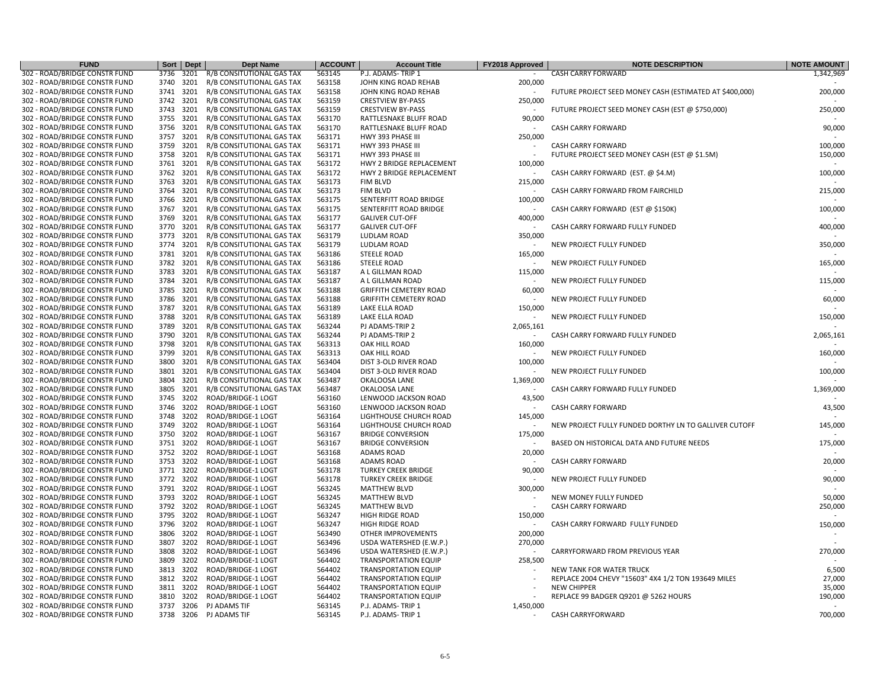| FUND | Sort | Dept | Dept Name | ACCOUNT | Account Title | FY2018 Approved | NOTE DESCRIPTION | NOTE AMOUNT |
|---|---|---|---|---|---|---|---|---|
| 302 - ROAD/BRIDGE CONSTR FUND | 3736 | 3201 | R/B CONSITUTIONAL GAS TAX | 563145 | P.J. ADAMS- TRIP 1 | - | CASH CARRY FORWARD | 1,342,969 |
| 302 - ROAD/BRIDGE CONSTR FUND | 3740 | 3201 | R/B CONSITUTIONAL GAS TAX | 563158 | JOHN KING ROAD REHAB | 200,000 | | - |
| 302 - ROAD/BRIDGE CONSTR FUND | 3741 | 3201 | R/B CONSITUTIONAL GAS TAX | 563158 | JOHN KING ROAD REHAB | - | FUTURE PROJECT SEED MONEY CASH (ESTIMATED AT $400,000) | 200,000 |
| 302 - ROAD/BRIDGE CONSTR FUND | 3742 | 3201 | R/B CONSITUTIONAL GAS TAX | 563159 | CRESTVIEW BY-PASS | 250,000 | | - |
| 302 - ROAD/BRIDGE CONSTR FUND | 3743 | 3201 | R/B CONSITUTIONAL GAS TAX | 563159 | CRESTVIEW BY-PASS | - | FUTURE PROJECT SEED MONEY CASH (EST @ $750,000) | 250,000 |
| 302 - ROAD/BRIDGE CONSTR FUND | 3755 | 3201 | R/B CONSITUTIONAL GAS TAX | 563170 | RATTLESNAKE BLUFF ROAD | 90,000 | | - |
| 302 - ROAD/BRIDGE CONSTR FUND | 3756 | 3201 | R/B CONSITUTIONAL GAS TAX | 563170 | RATTLESNAKE BLUFF ROAD | - | CASH CARRY FORWARD | 90,000 |
| 302 - ROAD/BRIDGE CONSTR FUND | 3757 | 3201 | R/B CONSITUTIONAL GAS TAX | 563171 | HWY 393 PHASE III | 250,000 | | - |
| 302 - ROAD/BRIDGE CONSTR FUND | 3759 | 3201 | R/B CONSITUTIONAL GAS TAX | 563171 | HWY 393 PHASE III | - | CASH CARRY FORWARD | 100,000 |
| 302 - ROAD/BRIDGE CONSTR FUND | 3758 | 3201 | R/B CONSITUTIONAL GAS TAX | 563171 | HWY 393 PHASE III | - | FUTURE PROJECT SEED MONEY CASH (EST @ $1.5M) | 150,000 |
| 302 - ROAD/BRIDGE CONSTR FUND | 3761 | 3201 | R/B CONSITUTIONAL GAS TAX | 563172 | HWY 2 BRIDGE REPLACEMENT | 100,000 | | - |
| 302 - ROAD/BRIDGE CONSTR FUND | 3762 | 3201 | R/B CONSITUTIONAL GAS TAX | 563172 | HWY 2 BRIDGE REPLACEMENT | - | CASH CARRY FORWARD (EST. @ $4.M) | 100,000 |
| 302 - ROAD/BRIDGE CONSTR FUND | 3763 | 3201 | R/B CONSITUTIONAL GAS TAX | 563173 | FIM BLVD | 215,000 | | - |
| 302 - ROAD/BRIDGE CONSTR FUND | 3764 | 3201 | R/B CONSITUTIONAL GAS TAX | 563173 | FIM BLVD | - | CASH CARRY FORWARD FROM FAIRCHILD | 215,000 |
| 302 - ROAD/BRIDGE CONSTR FUND | 3766 | 3201 | R/B CONSITUTIONAL GAS TAX | 563175 | SENTERFITT ROAD BRIDGE | 100,000 | | - |
| 302 - ROAD/BRIDGE CONSTR FUND | 3767 | 3201 | R/B CONSITUTIONAL GAS TAX | 563175 | SENTERFITT ROAD BRIDGE | - | CASH CARRY FORWARD (EST @ $150K) | 100,000 |
| 302 - ROAD/BRIDGE CONSTR FUND | 3769 | 3201 | R/B CONSITUTIONAL GAS TAX | 563177 | GALIVER CUT-OFF | 400,000 | | - |
| 302 - ROAD/BRIDGE CONSTR FUND | 3770 | 3201 | R/B CONSITUTIONAL GAS TAX | 563177 | GALIVER CUT-OFF | - | CASH CARRY FORWARD FULLY FUNDED | 400,000 |
| 302 - ROAD/BRIDGE CONSTR FUND | 3773 | 3201 | R/B CONSITUTIONAL GAS TAX | 563179 | LUDLAM ROAD | 350,000 | | - |
| 302 - ROAD/BRIDGE CONSTR FUND | 3774 | 3201 | R/B CONSITUTIONAL GAS TAX | 563179 | LUDLAM ROAD | - | NEW PROJECT FULLY FUNDED | 350,000 |
| 302 - ROAD/BRIDGE CONSTR FUND | 3781 | 3201 | R/B CONSITUTIONAL GAS TAX | 563186 | STEELE ROAD | 165,000 | | - |
| 302 - ROAD/BRIDGE CONSTR FUND | 3782 | 3201 | R/B CONSITUTIONAL GAS TAX | 563186 | STEELE ROAD | - | NEW PROJECT FULLY FUNDED | 165,000 |
| 302 - ROAD/BRIDGE CONSTR FUND | 3783 | 3201 | R/B CONSITUTIONAL GAS TAX | 563187 | A L GILLMAN ROAD | 115,000 | | - |
| 302 - ROAD/BRIDGE CONSTR FUND | 3784 | 3201 | R/B CONSITUTIONAL GAS TAX | 563187 | A L GILLMAN ROAD | - | NEW PROJECT FULLY FUNDED | 115,000 |
| 302 - ROAD/BRIDGE CONSTR FUND | 3785 | 3201 | R/B CONSITUTIONAL GAS TAX | 563188 | GRIFFITH CEMETERY ROAD | 60,000 | | - |
| 302 - ROAD/BRIDGE CONSTR FUND | 3786 | 3201 | R/B CONSITUTIONAL GAS TAX | 563188 | GRIFFITH CEMETERY ROAD | - | NEW PROJECT FULLY FUNDED | 60,000 |
| 302 - ROAD/BRIDGE CONSTR FUND | 3787 | 3201 | R/B CONSITUTIONAL GAS TAX | 563189 | LAKE ELLA ROAD | 150,000 | | - |
| 302 - ROAD/BRIDGE CONSTR FUND | 3788 | 3201 | R/B CONSITUTIONAL GAS TAX | 563189 | LAKE ELLA ROAD | - | NEW PROJECT FULLY FUNDED | 150,000 |
| 302 - ROAD/BRIDGE CONSTR FUND | 3789 | 3201 | R/B CONSITUTIONAL GAS TAX | 563244 | PJ ADAMS-TRIP 2 | 2,065,161 | | - |
| 302 - ROAD/BRIDGE CONSTR FUND | 3790 | 3201 | R/B CONSITUTIONAL GAS TAX | 563244 | PJ ADAMS-TRIP 2 | - | CASH CARRY FORWARD FULLY FUNDED | 2,065,161 |
| 302 - ROAD/BRIDGE CONSTR FUND | 3798 | 3201 | R/B CONSITUTIONAL GAS TAX | 563313 | OAK HILL ROAD | 160,000 | | - |
| 302 - ROAD/BRIDGE CONSTR FUND | 3799 | 3201 | R/B CONSITUTIONAL GAS TAX | 563313 | OAK HILL ROAD | - | NEW PROJECT FULLY FUNDED | 160,000 |
| 302 - ROAD/BRIDGE CONSTR FUND | 3800 | 3201 | R/B CONSITUTIONAL GAS TAX | 563404 | DIST 3-OLD RIVER ROAD | 100,000 | | - |
| 302 - ROAD/BRIDGE CONSTR FUND | 3801 | 3201 | R/B CONSITUTIONAL GAS TAX | 563404 | DIST 3-OLD RIVER ROAD | - | NEW PROJECT FULLY FUNDED | 100,000 |
| 302 - ROAD/BRIDGE CONSTR FUND | 3804 | 3201 | R/B CONSITUTIONAL GAS TAX | 563487 | OKALOOSA LANE | 1,369,000 | | - |
| 302 - ROAD/BRIDGE CONSTR FUND | 3805 | 3201 | R/B CONSITUTIONAL GAS TAX | 563487 | OKALOOSA LANE | - | CASH CARRY FORWARD FULLY FUNDED | 1,369,000 |
| 302 - ROAD/BRIDGE CONSTR FUND | 3745 | 3202 | ROAD/BRIDGE-1 LOGT | 563160 | LENWOOD JACKSON ROAD | 43,500 | | - |
| 302 - ROAD/BRIDGE CONSTR FUND | 3746 | 3202 | ROAD/BRIDGE-1 LOGT | 563160 | LENWOOD JACKSON ROAD | - | CASH CARRY FORWARD | 43,500 |
| 302 - ROAD/BRIDGE CONSTR FUND | 3748 | 3202 | ROAD/BRIDGE-1 LOGT | 563164 | LIGHTHOUSE CHURCH ROAD | 145,000 | | - |
| 302 - ROAD/BRIDGE CONSTR FUND | 3749 | 3202 | ROAD/BRIDGE-1 LOGT | 563164 | LIGHTHOUSE CHURCH ROAD | - | NEW PROJECT FULLY FUNDED DORTHY LN TO GALLIVER CUTOFF | 145,000 |
| 302 - ROAD/BRIDGE CONSTR FUND | 3750 | 3202 | ROAD/BRIDGE-1 LOGT | 563167 | BRIDGE CONVERSION | 175,000 | | - |
| 302 - ROAD/BRIDGE CONSTR FUND | 3751 | 3202 | ROAD/BRIDGE-1 LOGT | 563167 | BRIDGE CONVERSION | - | BASED ON HISTORICAL DATA AND FUTURE NEEDS | 175,000 |
| 302 - ROAD/BRIDGE CONSTR FUND | 3752 | 3202 | ROAD/BRIDGE-1 LOGT | 563168 | ADAMS ROAD | 20,000 | | - |
| 302 - ROAD/BRIDGE CONSTR FUND | 3753 | 3202 | ROAD/BRIDGE-1 LOGT | 563168 | ADAMS ROAD | - | CASH CARRY FORWARD | 20,000 |
| 302 - ROAD/BRIDGE CONSTR FUND | 3771 | 3202 | ROAD/BRIDGE-1 LOGT | 563178 | TURKEY CREEK BRIDGE | 90,000 | | - |
| 302 - ROAD/BRIDGE CONSTR FUND | 3772 | 3202 | ROAD/BRIDGE-1 LOGT | 563178 | TURKEY CREEK BRIDGE | - | NEW PROJECT FULLY FUNDED | 90,000 |
| 302 - ROAD/BRIDGE CONSTR FUND | 3791 | 3202 | ROAD/BRIDGE-1 LOGT | 563245 | MATTHEW BLVD | 300,000 | | - |
| 302 - ROAD/BRIDGE CONSTR FUND | 3793 | 3202 | ROAD/BRIDGE-1 LOGT | 563245 | MATTHEW BLVD | - | NEW MONEY FULLY FUNDED | 50,000 |
| 302 - ROAD/BRIDGE CONSTR FUND | 3792 | 3202 | ROAD/BRIDGE-1 LOGT | 563245 | MATTHEW BLVD | - | CASH CARRY FORWARD | 250,000 |
| 302 - ROAD/BRIDGE CONSTR FUND | 3795 | 3202 | ROAD/BRIDGE-1 LOGT | 563247 | HIGH RIDGE ROAD | 150,000 | | - |
| 302 - ROAD/BRIDGE CONSTR FUND | 3796 | 3202 | ROAD/BRIDGE-1 LOGT | 563247 | HIGH RIDGE ROAD | - | CASH CARRY FORWARD FULLY FUNDED | 150,000 |
| 302 - ROAD/BRIDGE CONSTR FUND | 3806 | 3202 | ROAD/BRIDGE-1 LOGT | 563490 | OTHER IMPROVEMENTS | 200,000 | | - |
| 302 - ROAD/BRIDGE CONSTR FUND | 3807 | 3202 | ROAD/BRIDGE-1 LOGT | 563496 | USDA WATERSHED (E.W.P.) | 270,000 | | - |
| 302 - ROAD/BRIDGE CONSTR FUND | 3808 | 3202 | ROAD/BRIDGE-1 LOGT | 563496 | USDA WATERSHED (E.W.P.) | - | CARRYFORWARD FROM PREVIOUS YEAR | 270,000 |
| 302 - ROAD/BRIDGE CONSTR FUND | 3809 | 3202 | ROAD/BRIDGE-1 LOGT | 564402 | TRANSPORTATION EQUIP | 258,500 | | - |
| 302 - ROAD/BRIDGE CONSTR FUND | 3813 | 3202 | ROAD/BRIDGE-1 LOGT | 564402 | TRANSPORTATION EQUIP | - | NEW TANK FOR WATER TRUCK | 6,500 |
| 302 - ROAD/BRIDGE CONSTR FUND | 3812 | 3202 | ROAD/BRIDGE-1 LOGT | 564402 | TRANSPORTATION EQUIP | - | REPLACE 2004 CHEVY "15603" 4X4 1/2 TON 193649 MILES | 27,000 |
| 302 - ROAD/BRIDGE CONSTR FUND | 3811 | 3202 | ROAD/BRIDGE-1 LOGT | 564402 | TRANSPORTATION EQUIP | - | NEW CHIPPER | 35,000 |
| 302 - ROAD/BRIDGE CONSTR FUND | 3810 | 3202 | ROAD/BRIDGE-1 LOGT | 564402 | TRANSPORTATION EQUIP | - | REPLACE 99 BADGER Q9201 @ 5262 HOURS | 190,000 |
| 302 - ROAD/BRIDGE CONSTR FUND | 3737 | 3206 | PJ ADAMS TIF | 563145 | P.J. ADAMS- TRIP 1 | 1,450,000 | | - |
| 302 - ROAD/BRIDGE CONSTR FUND | 3738 | 3206 | PJ ADAMS TIF | 563145 | P.J. ADAMS- TRIP 1 | - | CASH CARRYFORWARD | 700,000 |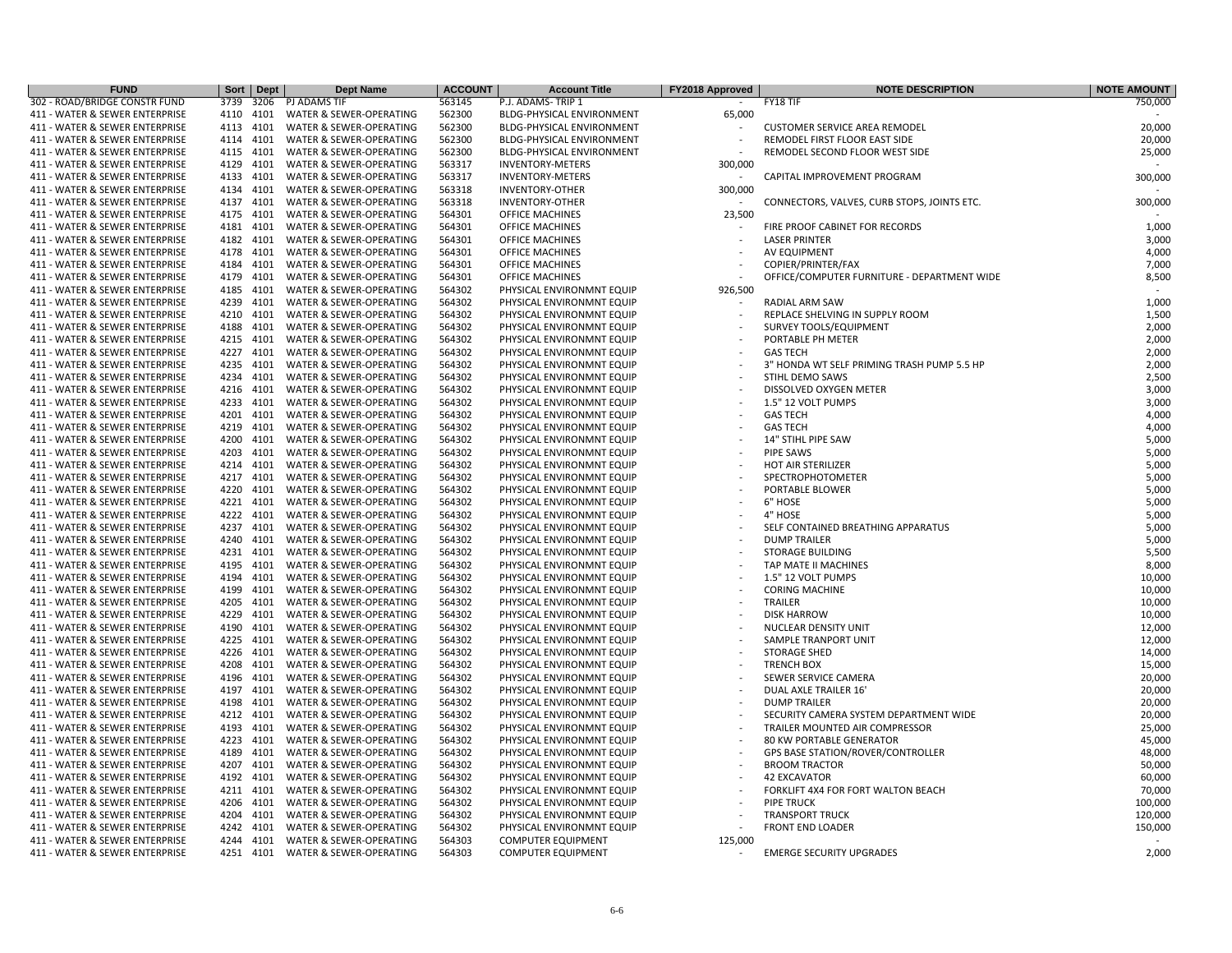| FUND | Sort | Dept | Dept Name | ACCOUNT | Account Title | FY2018 Approved | NOTE DESCRIPTION | NOTE AMOUNT |
|---|---|---|---|---|---|---|---|---|
| 302 - ROAD/BRIDGE CONSTR FUND | 3739 | 3206 | PJ ADAMS TIF | 563145 | P.J. ADAMS- TRIP 1 | - | FY18 TIF | 750,000 |
| 411 - WATER & SEWER ENTERPRISE | 4110 | 4101 | WATER & SEWER-OPERATING | 562300 | BLDG-PHYSICAL ENVIRONMENT | 65,000 | | - |
| 411 - WATER & SEWER ENTERPRISE | 4113 | 4101 | WATER & SEWER-OPERATING | 562300 | BLDG-PHYSICAL ENVIRONMENT | - | CUSTOMER SERVICE AREA REMODEL | 20,000 |
| 411 - WATER & SEWER ENTERPRISE | 4114 | 4101 | WATER & SEWER-OPERATING | 562300 | BLDG-PHYSICAL ENVIRONMENT | - | REMODEL FIRST FLOOR EAST SIDE | 20,000 |
| 411 - WATER & SEWER ENTERPRISE | 4115 | 4101 | WATER & SEWER-OPERATING | 562300 | BLDG-PHYSICAL ENVIRONMENT | - | REMODEL SECOND FLOOR WEST SIDE | 25,000 |
| 411 - WATER & SEWER ENTERPRISE | 4129 | 4101 | WATER & SEWER-OPERATING | 563317 | INVENTORY-METERS | 300,000 | | - |
| 411 - WATER & SEWER ENTERPRISE | 4133 | 4101 | WATER & SEWER-OPERATING | 563317 | INVENTORY-METERS | - | CAPITAL IMPROVEMENT PROGRAM | 300,000 |
| 411 - WATER & SEWER ENTERPRISE | 4134 | 4101 | WATER & SEWER-OPERATING | 563318 | INVENTORY-OTHER | 300,000 | | - |
| 411 - WATER & SEWER ENTERPRISE | 4137 | 4101 | WATER & SEWER-OPERATING | 563318 | INVENTORY-OTHER | - | CONNECTORS, VALVES, CURB STOPS, JOINTS ETC. | 300,000 |
| 411 - WATER & SEWER ENTERPRISE | 4175 | 4101 | WATER & SEWER-OPERATING | 564301 | OFFICE MACHINES | 23,500 | | - |
| 411 - WATER & SEWER ENTERPRISE | 4181 | 4101 | WATER & SEWER-OPERATING | 564301 | OFFICE MACHINES | - | FIRE PROOF CABINET FOR RECORDS | 1,000 |
| 411 - WATER & SEWER ENTERPRISE | 4182 | 4101 | WATER & SEWER-OPERATING | 564301 | OFFICE MACHINES | - | LASER PRINTER | 3,000 |
| 411 - WATER & SEWER ENTERPRISE | 4178 | 4101 | WATER & SEWER-OPERATING | 564301 | OFFICE MACHINES | - | AV EQUIPMENT | 4,000 |
| 411 - WATER & SEWER ENTERPRISE | 4184 | 4101 | WATER & SEWER-OPERATING | 564301 | OFFICE MACHINES | - | COPIER/PRINTER/FAX | 7,000 |
| 411 - WATER & SEWER ENTERPRISE | 4179 | 4101 | WATER & SEWER-OPERATING | 564301 | OFFICE MACHINES | - | OFFICE/COMPUTER FURNITURE - DEPARTMENT WIDE | 8,500 |
| 411 - WATER & SEWER ENTERPRISE | 4185 | 4101 | WATER & SEWER-OPERATING | 564302 | PHYSICAL ENVIRONMNT EQUIP | 926,500 | | - |
| 411 - WATER & SEWER ENTERPRISE | 4239 | 4101 | WATER & SEWER-OPERATING | 564302 | PHYSICAL ENVIRONMNT EQUIP | - | RADIAL ARM SAW | 1,000 |
| 411 - WATER & SEWER ENTERPRISE | 4210 | 4101 | WATER & SEWER-OPERATING | 564302 | PHYSICAL ENVIRONMNT EQUIP | - | REPLACE SHELVING IN SUPPLY ROOM | 1,500 |
| 411 - WATER & SEWER ENTERPRISE | 4188 | 4101 | WATER & SEWER-OPERATING | 564302 | PHYSICAL ENVIRONMNT EQUIP | - | SURVEY TOOLS/EQUIPMENT | 2,000 |
| 411 - WATER & SEWER ENTERPRISE | 4215 | 4101 | WATER & SEWER-OPERATING | 564302 | PHYSICAL ENVIRONMNT EQUIP | - | PORTABLE PH METER | 2,000 |
| 411 - WATER & SEWER ENTERPRISE | 4227 | 4101 | WATER & SEWER-OPERATING | 564302 | PHYSICAL ENVIRONMNT EQUIP | - | GAS TECH | 2,000 |
| 411 - WATER & SEWER ENTERPRISE | 4235 | 4101 | WATER & SEWER-OPERATING | 564302 | PHYSICAL ENVIRONMNT EQUIP | - | 3" HONDA WT SELF PRIMING TRASH PUMP 5.5 HP | 2,000 |
| 411 - WATER & SEWER ENTERPRISE | 4234 | 4101 | WATER & SEWER-OPERATING | 564302 | PHYSICAL ENVIRONMNT EQUIP | - | STIHL DEMO SAWS | 2,500 |
| 411 - WATER & SEWER ENTERPRISE | 4216 | 4101 | WATER & SEWER-OPERATING | 564302 | PHYSICAL ENVIRONMNT EQUIP | - | DISSOLVED OXYGEN METER | 3,000 |
| 411 - WATER & SEWER ENTERPRISE | 4233 | 4101 | WATER & SEWER-OPERATING | 564302 | PHYSICAL ENVIRONMNT EQUIP | - | 1.5" 12 VOLT PUMPS | 3,000 |
| 411 - WATER & SEWER ENTERPRISE | 4201 | 4101 | WATER & SEWER-OPERATING | 564302 | PHYSICAL ENVIRONMNT EQUIP | - | GAS TECH | 4,000 |
| 411 - WATER & SEWER ENTERPRISE | 4219 | 4101 | WATER & SEWER-OPERATING | 564302 | PHYSICAL ENVIRONMNT EQUIP | - | GAS TECH | 4,000 |
| 411 - WATER & SEWER ENTERPRISE | 4200 | 4101 | WATER & SEWER-OPERATING | 564302 | PHYSICAL ENVIRONMNT EQUIP | - | 14" STIHL PIPE SAW | 5,000 |
| 411 - WATER & SEWER ENTERPRISE | 4203 | 4101 | WATER & SEWER-OPERATING | 564302 | PHYSICAL ENVIRONMNT EQUIP | - | PIPE SAWS | 5,000 |
| 411 - WATER & SEWER ENTERPRISE | 4214 | 4101 | WATER & SEWER-OPERATING | 564302 | PHYSICAL ENVIRONMNT EQUIP | - | HOT AIR STERILIZER | 5,000 |
| 411 - WATER & SEWER ENTERPRISE | 4217 | 4101 | WATER & SEWER-OPERATING | 564302 | PHYSICAL ENVIRONMNT EQUIP | - | SPECTROPHOTOMETER | 5,000 |
| 411 - WATER & SEWER ENTERPRISE | 4220 | 4101 | WATER & SEWER-OPERATING | 564302 | PHYSICAL ENVIRONMNT EQUIP | - | PORTABLE BLOWER | 5,000 |
| 411 - WATER & SEWER ENTERPRISE | 4221 | 4101 | WATER & SEWER-OPERATING | 564302 | PHYSICAL ENVIRONMNT EQUIP | - | 6" HOSE | 5,000 |
| 411 - WATER & SEWER ENTERPRISE | 4222 | 4101 | WATER & SEWER-OPERATING | 564302 | PHYSICAL ENVIRONMNT EQUIP | - | 4" HOSE | 5,000 |
| 411 - WATER & SEWER ENTERPRISE | 4237 | 4101 | WATER & SEWER-OPERATING | 564302 | PHYSICAL ENVIRONMNT EQUIP | - | SELF CONTAINED BREATHING APPARATUS | 5,000 |
| 411 - WATER & SEWER ENTERPRISE | 4240 | 4101 | WATER & SEWER-OPERATING | 564302 | PHYSICAL ENVIRONMNT EQUIP | - | DUMP TRAILER | 5,000 |
| 411 - WATER & SEWER ENTERPRISE | 4231 | 4101 | WATER & SEWER-OPERATING | 564302 | PHYSICAL ENVIRONMNT EQUIP | - | STORAGE BUILDING | 5,500 |
| 411 - WATER & SEWER ENTERPRISE | 4195 | 4101 | WATER & SEWER-OPERATING | 564302 | PHYSICAL ENVIRONMNT EQUIP | - | TAP MATE II MACHINES | 8,000 |
| 411 - WATER & SEWER ENTERPRISE | 4194 | 4101 | WATER & SEWER-OPERATING | 564302 | PHYSICAL ENVIRONMNT EQUIP | - | 1.5" 12 VOLT PUMPS | 10,000 |
| 411 - WATER & SEWER ENTERPRISE | 4199 | 4101 | WATER & SEWER-OPERATING | 564302 | PHYSICAL ENVIRONMNT EQUIP | - | CORING MACHINE | 10,000 |
| 411 - WATER & SEWER ENTERPRISE | 4205 | 4101 | WATER & SEWER-OPERATING | 564302 | PHYSICAL ENVIRONMNT EQUIP | - | TRAILER | 10,000 |
| 411 - WATER & SEWER ENTERPRISE | 4229 | 4101 | WATER & SEWER-OPERATING | 564302 | PHYSICAL ENVIRONMNT EQUIP | - | DISK HARROW | 10,000 |
| 411 - WATER & SEWER ENTERPRISE | 4190 | 4101 | WATER & SEWER-OPERATING | 564302 | PHYSICAL ENVIRONMNT EQUIP | - | NUCLEAR DENSITY UNIT | 12,000 |
| 411 - WATER & SEWER ENTERPRISE | 4225 | 4101 | WATER & SEWER-OPERATING | 564302 | PHYSICAL ENVIRONMNT EQUIP | - | SAMPLE TRANPORT UNIT | 12,000 |
| 411 - WATER & SEWER ENTERPRISE | 4226 | 4101 | WATER & SEWER-OPERATING | 564302 | PHYSICAL ENVIRONMNT EQUIP | - | STORAGE SHED | 14,000 |
| 411 - WATER & SEWER ENTERPRISE | 4208 | 4101 | WATER & SEWER-OPERATING | 564302 | PHYSICAL ENVIRONMNT EQUIP | - | TRENCH BOX | 15,000 |
| 411 - WATER & SEWER ENTERPRISE | 4196 | 4101 | WATER & SEWER-OPERATING | 564302 | PHYSICAL ENVIRONMNT EQUIP | - | SEWER SERVICE CAMERA | 20,000 |
| 411 - WATER & SEWER ENTERPRISE | 4197 | 4101 | WATER & SEWER-OPERATING | 564302 | PHYSICAL ENVIRONMNT EQUIP | - | DUAL AXLE TRAILER 16' | 20,000 |
| 411 - WATER & SEWER ENTERPRISE | 4198 | 4101 | WATER & SEWER-OPERATING | 564302 | PHYSICAL ENVIRONMNT EQUIP | - | DUMP TRAILER | 20,000 |
| 411 - WATER & SEWER ENTERPRISE | 4212 | 4101 | WATER & SEWER-OPERATING | 564302 | PHYSICAL ENVIRONMNT EQUIP | - | SECURITY CAMERA SYSTEM DEPARTMENT WIDE | 20,000 |
| 411 - WATER & SEWER ENTERPRISE | 4193 | 4101 | WATER & SEWER-OPERATING | 564302 | PHYSICAL ENVIRONMNT EQUIP | - | TRAILER MOUNTED AIR COMPRESSOR | 25,000 |
| 411 - WATER & SEWER ENTERPRISE | 4223 | 4101 | WATER & SEWER-OPERATING | 564302 | PHYSICAL ENVIRONMNT EQUIP | - | 80 KW PORTABLE GENERATOR | 45,000 |
| 411 - WATER & SEWER ENTERPRISE | 4189 | 4101 | WATER & SEWER-OPERATING | 564302 | PHYSICAL ENVIRONMNT EQUIP | - | GPS BASE STATION/ROVER/CONTROLLER | 48,000 |
| 411 - WATER & SEWER ENTERPRISE | 4207 | 4101 | WATER & SEWER-OPERATING | 564302 | PHYSICAL ENVIRONMNT EQUIP | - | BROOM TRACTOR | 50,000 |
| 411 - WATER & SEWER ENTERPRISE | 4192 | 4101 | WATER & SEWER-OPERATING | 564302 | PHYSICAL ENVIRONMNT EQUIP | - | 42 EXCAVATOR | 60,000 |
| 411 - WATER & SEWER ENTERPRISE | 4211 | 4101 | WATER & SEWER-OPERATING | 564302 | PHYSICAL ENVIRONMNT EQUIP | - | FORKLIFT 4X4 FOR FORT WALTON BEACH | 70,000 |
| 411 - WATER & SEWER ENTERPRISE | 4206 | 4101 | WATER & SEWER-OPERATING | 564302 | PHYSICAL ENVIRONMNT EQUIP | - | PIPE TRUCK | 100,000 |
| 411 - WATER & SEWER ENTERPRISE | 4204 | 4101 | WATER & SEWER-OPERATING | 564302 | PHYSICAL ENVIRONMNT EQUIP | - | TRANSPORT TRUCK | 120,000 |
| 411 - WATER & SEWER ENTERPRISE | 4242 | 4101 | WATER & SEWER-OPERATING | 564302 | PHYSICAL ENVIRONMNT EQUIP | - | FRONT END LOADER | 150,000 |
| 411 - WATER & SEWER ENTERPRISE | 4244 | 4101 | WATER & SEWER-OPERATING | 564303 | COMPUTER EQUIPMENT | 125,000 | | - |
| 411 - WATER & SEWER ENTERPRISE | 4251 | 4101 | WATER & SEWER-OPERATING | 564303 | COMPUTER EQUIPMENT | - | EMERGE SECURITY UPGRADES | 2,000 |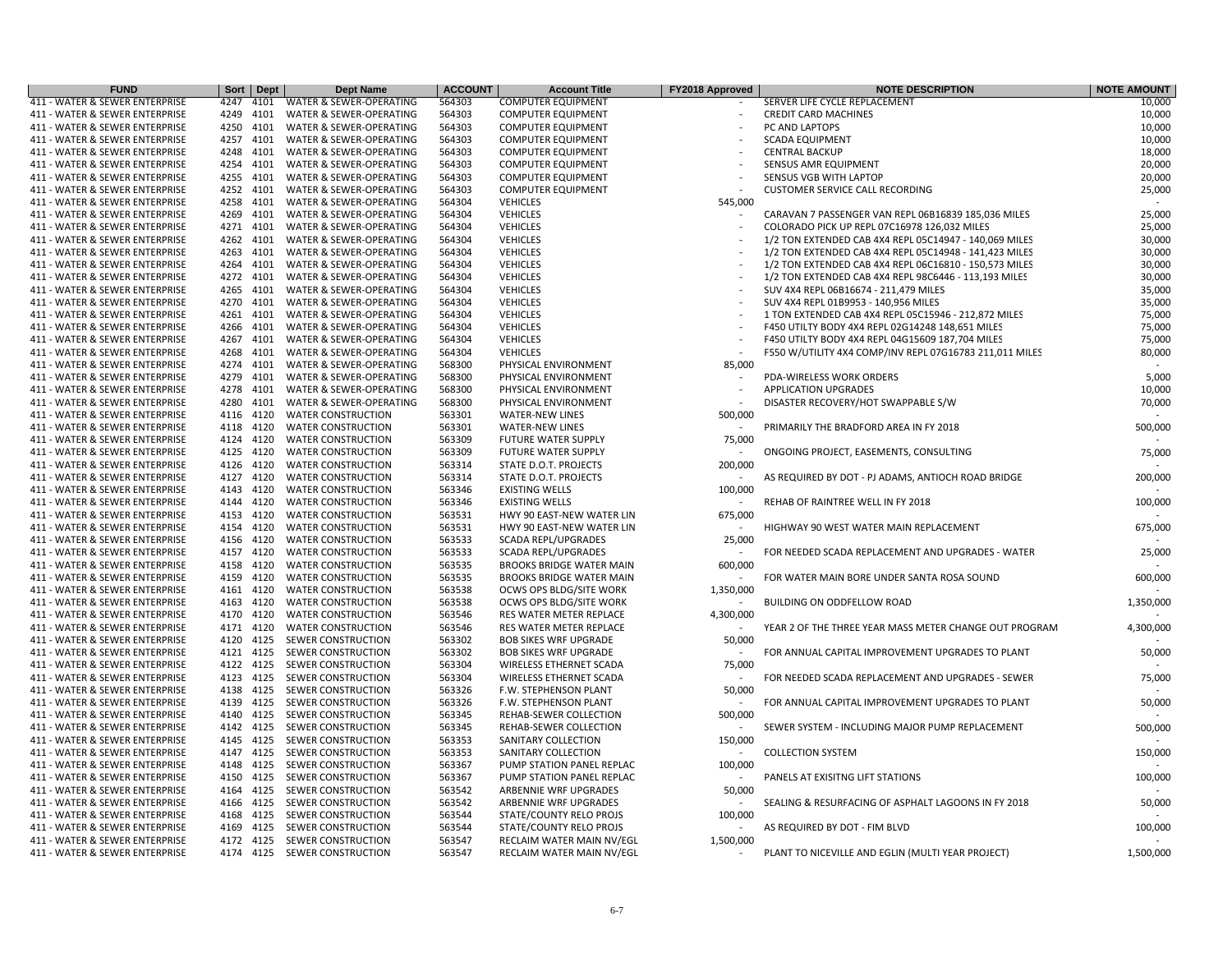| FUND | Sort | Dept | Dept Name | ACCOUNT | Account Title | FY2018 Approved | NOTE DESCRIPTION | NOTE AMOUNT |
|---|---|---|---|---|---|---|---|---|
| 411 - WATER & SEWER ENTERPRISE | 4247 | 4101 | WATER & SEWER-OPERATING | 564303 | COMPUTER EQUIPMENT | - | SERVER LIFE CYCLE REPLACEMENT | 10,000 |
| 411 - WATER & SEWER ENTERPRISE | 4249 | 4101 | WATER & SEWER-OPERATING | 564303 | COMPUTER EQUIPMENT | - | CREDIT CARD MACHINES | 10,000 |
| 411 - WATER & SEWER ENTERPRISE | 4250 | 4101 | WATER & SEWER-OPERATING | 564303 | COMPUTER EQUIPMENT | - | PC AND LAPTOPS | 10,000 |
| 411 - WATER & SEWER ENTERPRISE | 4257 | 4101 | WATER & SEWER-OPERATING | 564303 | COMPUTER EQUIPMENT | - | SCADA EQUIPMENT | 10,000 |
| 411 - WATER & SEWER ENTERPRISE | 4248 | 4101 | WATER & SEWER-OPERATING | 564303 | COMPUTER EQUIPMENT | - | CENTRAL BACKUP | 18,000 |
| 411 - WATER & SEWER ENTERPRISE | 4254 | 4101 | WATER & SEWER-OPERATING | 564303 | COMPUTER EQUIPMENT | - | SENSUS AMR EQUIPMENT | 20,000 |
| 411 - WATER & SEWER ENTERPRISE | 4255 | 4101 | WATER & SEWER-OPERATING | 564303 | COMPUTER EQUIPMENT | - | SENSUS VGB WITH LAPTOP | 20,000 |
| 411 - WATER & SEWER ENTERPRISE | 4252 | 4101 | WATER & SEWER-OPERATING | 564303 | COMPUTER EQUIPMENT | - | CUSTOMER SERVICE CALL RECORDING | 25,000 |
| 411 - WATER & SEWER ENTERPRISE | 4258 | 4101 | WATER & SEWER-OPERATING | 564304 | VEHICLES | 545,000 | | - |
| 411 - WATER & SEWER ENTERPRISE | 4269 | 4101 | WATER & SEWER-OPERATING | 564304 | VEHICLES | - | CARAVAN 7 PASSENGER VAN REPL 06B16839 185,036 MILES | 25,000 |
| 411 - WATER & SEWER ENTERPRISE | 4271 | 4101 | WATER & SEWER-OPERATING | 564304 | VEHICLES | - | COLORADO PICK UP REPL 07C16978 126,032 MILES | 25,000 |
| 411 - WATER & SEWER ENTERPRISE | 4262 | 4101 | WATER & SEWER-OPERATING | 564304 | VEHICLES | - | 1/2 TON EXTENDED CAB 4X4 REPL 05C14947 - 140,069 MILES | 30,000 |
| 411 - WATER & SEWER ENTERPRISE | 4263 | 4101 | WATER & SEWER-OPERATING | 564304 | VEHICLES | - | 1/2 TON EXTENDED CAB 4X4 REPL 05C14948 - 141,423 MILES | 30,000 |
| 411 - WATER & SEWER ENTERPRISE | 4264 | 4101 | WATER & SEWER-OPERATING | 564304 | VEHICLES | - | 1/2 TON EXTENDED CAB 4X4 REPL 06C16810 - 150,573 MILES | 30,000 |
| 411 - WATER & SEWER ENTERPRISE | 4272 | 4101 | WATER & SEWER-OPERATING | 564304 | VEHICLES | - | 1/2 TON EXTENDED CAB 4X4 REPL 98C6446 - 113,193 MILES | 30,000 |
| 411 - WATER & SEWER ENTERPRISE | 4265 | 4101 | WATER & SEWER-OPERATING | 564304 | VEHICLES | - | SUV 4X4 REPL 06B16674 - 211,479 MILES | 35,000 |
| 411 - WATER & SEWER ENTERPRISE | 4270 | 4101 | WATER & SEWER-OPERATING | 564304 | VEHICLES | - | SUV 4X4 REPL 01B9953 - 140,956 MILES | 35,000 |
| 411 - WATER & SEWER ENTERPRISE | 4261 | 4101 | WATER & SEWER-OPERATING | 564304 | VEHICLES | - | 1 TON EXTENDED CAB 4X4 REPL 05C15946 - 212,872 MILES | 75,000 |
| 411 - WATER & SEWER ENTERPRISE | 4266 | 4101 | WATER & SEWER-OPERATING | 564304 | VEHICLES | - | F450 UTILTY BODY 4X4 REPL 02G14248 148,651 MILES | 75,000 |
| 411 - WATER & SEWER ENTERPRISE | 4267 | 4101 | WATER & SEWER-OPERATING | 564304 | VEHICLES | - | F450 UTILTY BODY 4X4 REPL 04G15609 187,704 MILES | 75,000 |
| 411 - WATER & SEWER ENTERPRISE | 4268 | 4101 | WATER & SEWER-OPERATING | 564304 | VEHICLES | - | F550 W/UTILITY 4X4 COMP/INV REPL 07G16783 211,011 MILES | 80,000 |
| 411 - WATER & SEWER ENTERPRISE | 4274 | 4101 | WATER & SEWER-OPERATING | 568300 | PHYSICAL ENVIRONMENT | 85,000 | | - |
| 411 - WATER & SEWER ENTERPRISE | 4279 | 4101 | WATER & SEWER-OPERATING | 568300 | PHYSICAL ENVIRONMENT | - | PDA-WIRELESS WORK ORDERS | 5,000 |
| 411 - WATER & SEWER ENTERPRISE | 4278 | 4101 | WATER & SEWER-OPERATING | 568300 | PHYSICAL ENVIRONMENT | - | APPLICATION UPGRADES | 10,000 |
| 411 - WATER & SEWER ENTERPRISE | 4280 | 4101 | WATER & SEWER-OPERATING | 568300 | PHYSICAL ENVIRONMENT | - | DISASTER RECOVERY/HOT SWAPPABLE S/W | 70,000 |
| 411 - WATER & SEWER ENTERPRISE | 4116 | 4120 | WATER CONSTRUCTION | 563301 | WATER-NEW LINES | 500,000 | | - |
| 411 - WATER & SEWER ENTERPRISE | 4118 | 4120 | WATER CONSTRUCTION | 563301 | WATER-NEW LINES | - | PRIMARILY THE BRADFORD AREA IN FY 2018 | 500,000 |
| 411 - WATER & SEWER ENTERPRISE | 4124 | 4120 | WATER CONSTRUCTION | 563309 | FUTURE WATER SUPPLY | 75,000 | | - |
| 411 - WATER & SEWER ENTERPRISE | 4125 | 4120 | WATER CONSTRUCTION | 563309 | FUTURE WATER SUPPLY | - | ONGOING PROJECT, EASEMENTS, CONSULTING | 75,000 |
| 411 - WATER & SEWER ENTERPRISE | 4126 | 4120 | WATER CONSTRUCTION | 563314 | STATE D.O.T. PROJECTS | 200,000 | | - |
| 411 - WATER & SEWER ENTERPRISE | 4127 | 4120 | WATER CONSTRUCTION | 563314 | STATE D.O.T. PROJECTS | - | AS REQUIRED BY DOT - PJ ADAMS, ANTIOCH ROAD BRIDGE | 200,000 |
| 411 - WATER & SEWER ENTERPRISE | 4143 | 4120 | WATER CONSTRUCTION | 563346 | EXISTING WELLS | 100,000 | | - |
| 411 - WATER & SEWER ENTERPRISE | 4144 | 4120 | WATER CONSTRUCTION | 563346 | EXISTING WELLS | - | REHAB OF RAINTREE WELL IN FY 2018 | 100,000 |
| 411 - WATER & SEWER ENTERPRISE | 4153 | 4120 | WATER CONSTRUCTION | 563531 | HWY 90 EAST-NEW WATER LIN | 675,000 | | - |
| 411 - WATER & SEWER ENTERPRISE | 4154 | 4120 | WATER CONSTRUCTION | 563531 | HWY 90 EAST-NEW WATER LIN | - | HIGHWAY 90 WEST WATER MAIN REPLACEMENT | 675,000 |
| 411 - WATER & SEWER ENTERPRISE | 4156 | 4120 | WATER CONSTRUCTION | 563533 | SCADA REPL/UPGRADES | 25,000 | | - |
| 411 - WATER & SEWER ENTERPRISE | 4157 | 4120 | WATER CONSTRUCTION | 563533 | SCADA REPL/UPGRADES | - | FOR NEEDED SCADA REPLACEMENT AND UPGRADES - WATER | 25,000 |
| 411 - WATER & SEWER ENTERPRISE | 4158 | 4120 | WATER CONSTRUCTION | 563535 | BROOKS BRIDGE WATER MAIN | 600,000 | | - |
| 411 - WATER & SEWER ENTERPRISE | 4159 | 4120 | WATER CONSTRUCTION | 563535 | BROOKS BRIDGE WATER MAIN | - | FOR WATER MAIN BORE UNDER SANTA ROSA SOUND | 600,000 |
| 411 - WATER & SEWER ENTERPRISE | 4161 | 4120 | WATER CONSTRUCTION | 563538 | OCWS OPS BLDG/SITE WORK | 1,350,000 | | - |
| 411 - WATER & SEWER ENTERPRISE | 4163 | 4120 | WATER CONSTRUCTION | 563538 | OCWS OPS BLDG/SITE WORK | - | BUILDING ON ODDFELLOW ROAD | 1,350,000 |
| 411 - WATER & SEWER ENTERPRISE | 4170 | 4120 | WATER CONSTRUCTION | 563546 | RES WATER METER REPLACE | 4,300,000 | | - |
| 411 - WATER & SEWER ENTERPRISE | 4171 | 4120 | WATER CONSTRUCTION | 563546 | RES WATER METER REPLACE | - | YEAR 2 OF THE THREE YEAR MASS METER CHANGE OUT PROGRAM | 4,300,000 |
| 411 - WATER & SEWER ENTERPRISE | 4120 | 4125 | SEWER CONSTRUCTION | 563302 | BOB SIKES WRF UPGRADE | 50,000 | | - |
| 411 - WATER & SEWER ENTERPRISE | 4121 | 4125 | SEWER CONSTRUCTION | 563302 | BOB SIKES WRF UPGRADE | - | FOR ANNUAL CAPITAL IMPROVEMENT UPGRADES TO PLANT | 50,000 |
| 411 - WATER & SEWER ENTERPRISE | 4122 | 4125 | SEWER CONSTRUCTION | 563304 | WIRELESS ETHERNET SCADA | 75,000 | | - |
| 411 - WATER & SEWER ENTERPRISE | 4123 | 4125 | SEWER CONSTRUCTION | 563304 | WIRELESS ETHERNET SCADA | - | FOR NEEDED SCADA REPLACEMENT AND UPGRADES - SEWER | 75,000 |
| 411 - WATER & SEWER ENTERPRISE | 4138 | 4125 | SEWER CONSTRUCTION | 563326 | F.W. STEPHENSON PLANT | 50,000 | | - |
| 411 - WATER & SEWER ENTERPRISE | 4139 | 4125 | SEWER CONSTRUCTION | 563326 | F.W. STEPHENSON PLANT | - | FOR ANNUAL CAPITAL IMPROVEMENT UPGRADES TO PLANT | 50,000 |
| 411 - WATER & SEWER ENTERPRISE | 4140 | 4125 | SEWER CONSTRUCTION | 563345 | REHAB-SEWER COLLECTION | 500,000 | | - |
| 411 - WATER & SEWER ENTERPRISE | 4142 | 4125 | SEWER CONSTRUCTION | 563345 | REHAB-SEWER COLLECTION | - | SEWER SYSTEM - INCLUDING MAJOR PUMP REPLACEMENT | 500,000 |
| 411 - WATER & SEWER ENTERPRISE | 4145 | 4125 | SEWER CONSTRUCTION | 563353 | SANITARY COLLECTION | 150,000 | | - |
| 411 - WATER & SEWER ENTERPRISE | 4147 | 4125 | SEWER CONSTRUCTION | 563353 | SANITARY COLLECTION | - | COLLECTION SYSTEM | 150,000 |
| 411 - WATER & SEWER ENTERPRISE | 4148 | 4125 | SEWER CONSTRUCTION | 563367 | PUMP STATION PANEL REPLAC | 100,000 | | - |
| 411 - WATER & SEWER ENTERPRISE | 4150 | 4125 | SEWER CONSTRUCTION | 563367 | PUMP STATION PANEL REPLAC | - | PANELS AT EXISITNG LIFT STATIONS | 100,000 |
| 411 - WATER & SEWER ENTERPRISE | 4164 | 4125 | SEWER CONSTRUCTION | 563542 | ARBENNIE WRF UPGRADES | 50,000 | | - |
| 411 - WATER & SEWER ENTERPRISE | 4166 | 4125 | SEWER CONSTRUCTION | 563542 | ARBENNIE WRF UPGRADES | - | SEALING & RESURFACING OF ASPHALT LAGOONS IN FY 2018 | 50,000 |
| 411 - WATER & SEWER ENTERPRISE | 4168 | 4125 | SEWER CONSTRUCTION | 563544 | STATE/COUNTY RELO PROJS | 100,000 | | - |
| 411 - WATER & SEWER ENTERPRISE | 4169 | 4125 | SEWER CONSTRUCTION | 563544 | STATE/COUNTY RELO PROJS | - | AS REQUIRED BY DOT - FIM BLVD | 100,000 |
| 411 - WATER & SEWER ENTERPRISE | 4172 | 4125 | SEWER CONSTRUCTION | 563547 | RECLAIM WATER MAIN NV/EGL | 1,500,000 | | - |
| 411 - WATER & SEWER ENTERPRISE | 4174 | 4125 | SEWER CONSTRUCTION | 563547 | RECLAIM WATER MAIN NV/EGL | - | PLANT TO NICEVILLE AND EGLIN (MULTI YEAR PROJECT) | 1,500,000 |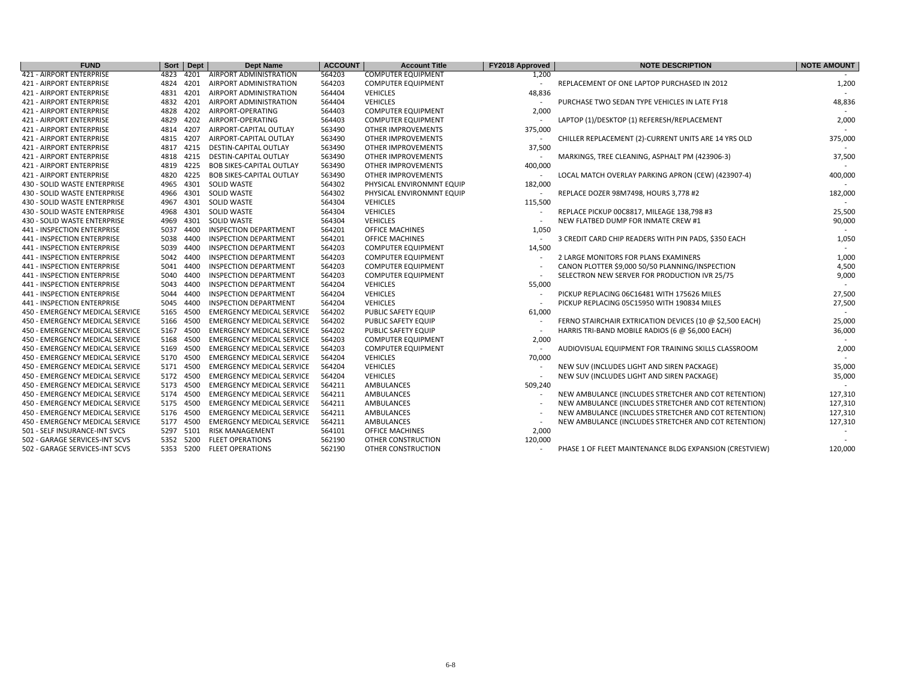| FUND | Sort | Dept | Dept Name | ACCOUNT | Account Title | FY2018 Approved | NOTE DESCRIPTION | NOTE AMOUNT |
|---|---|---|---|---|---|---|---|---|
| 421 - AIRPORT ENTERPRISE | 4823 | 4201 | AIRPORT ADMINISTRATION | 564203 | COMPUTER EQUIPMENT | 1,200 | | - |
| 421 - AIRPORT ENTERPRISE | 4824 | 4201 | AIRPORT ADMINISTRATION | 564203 | COMPUTER EQUIPMENT | - | REPLACEMENT OF ONE LAPTOP PURCHASED IN 2012 | 1,200 |
| 421 - AIRPORT ENTERPRISE | 4831 | 4201 | AIRPORT ADMINISTRATION | 564404 | VEHICLES | 48,836 | | - |
| 421 - AIRPORT ENTERPRISE | 4832 | 4201 | AIRPORT ADMINISTRATION | 564404 | VEHICLES | - | PURCHASE TWO SEDAN TYPE VEHICLES IN LATE FY18 | 48,836 |
| 421 - AIRPORT ENTERPRISE | 4828 | 4202 | AIRPORT-OPERATING | 564403 | COMPUTER EQUIPMENT | 2,000 | | - |
| 421 - AIRPORT ENTERPRISE | 4829 | 4202 | AIRPORT-OPERATING | 564403 | COMPUTER EQUIPMENT | - | LAPTOP (1)/DESKTOP (1) REFERESH/REPLACEMENT | 2,000 |
| 421 - AIRPORT ENTERPRISE | 4814 | 4207 | AIRPORT-CAPITAL OUTLAY | 563490 | OTHER IMPROVEMENTS | 375,000 | | - |
| 421 - AIRPORT ENTERPRISE | 4815 | 4207 | AIRPORT-CAPITAL OUTLAY | 563490 | OTHER IMPROVEMENTS | - | CHILLER REPLACEMENT (2)-CURRENT UNITS ARE 14 YRS OLD | 375,000 |
| 421 - AIRPORT ENTERPRISE | 4817 | 4215 | DESTIN-CAPITAL OUTLAY | 563490 | OTHER IMPROVEMENTS | 37,500 | | - |
| 421 - AIRPORT ENTERPRISE | 4818 | 4215 | DESTIN-CAPITAL OUTLAY | 563490 | OTHER IMPROVEMENTS | - | MARKINGS, TREE CLEANING, ASPHALT PM (423906-3) | 37,500 |
| 421 - AIRPORT ENTERPRISE | 4819 | 4225 | BOB SIKES-CAPITAL OUTLAY | 563490 | OTHER IMPROVEMENTS | 400,000 | | - |
| 421 - AIRPORT ENTERPRISE | 4820 | 4225 | BOB SIKES-CAPITAL OUTLAY | 563490 | OTHER IMPROVEMENTS | - | LOCAL MATCH OVERLAY PARKING APRON (CEW) (423907-4) | 400,000 |
| 430 - SOLID WASTE ENTERPRISE | 4965 | 4301 | SOLID WASTE | 564302 | PHYSICAL ENVIRONMNT EQUIP | 182,000 | | - |
| 430 - SOLID WASTE ENTERPRISE | 4966 | 4301 | SOLID WASTE | 564302 | PHYSICAL ENVIRONMNT EQUIP | - | REPLACE DOZER 98M7498, HOURS 3,778 #2 | 182,000 |
| 430 - SOLID WASTE ENTERPRISE | 4967 | 4301 | SOLID WASTE | 564304 | VEHICLES | 115,500 | | - |
| 430 - SOLID WASTE ENTERPRISE | 4968 | 4301 | SOLID WASTE | 564304 | VEHICLES | - | REPLACE PICKUP 00C8817, MILEAGE 138,798 #3 | 25,500 |
| 430 - SOLID WASTE ENTERPRISE | 4969 | 4301 | SOLID WASTE | 564304 | VEHICLES | - | NEW FLATBED DUMP FOR INMATE CREW #1 | 90,000 |
| 441 - INSPECTION ENTERPRISE | 5037 | 4400 | INSPECTION DEPARTMENT | 564201 | OFFICE MACHINES | 1,050 | | - |
| 441 - INSPECTION ENTERPRISE | 5038 | 4400 | INSPECTION DEPARTMENT | 564201 | OFFICE MACHINES | - | 3 CREDIT CARD CHIP READERS WITH PIN PADS, $350 EACH | 1,050 |
| 441 - INSPECTION ENTERPRISE | 5039 | 4400 | INSPECTION DEPARTMENT | 564203 | COMPUTER EQUIPMENT | 14,500 | | - |
| 441 - INSPECTION ENTERPRISE | 5042 | 4400 | INSPECTION DEPARTMENT | 564203 | COMPUTER EQUIPMENT | - | 2 LARGE MONITORS FOR PLANS EXAMINERS | 1,000 |
| 441 - INSPECTION ENTERPRISE | 5041 | 4400 | INSPECTION DEPARTMENT | 564203 | COMPUTER EQUIPMENT | - | CANON PLOTTER $9,000 50/50 PLANNING/INSPECTION | 4,500 |
| 441 - INSPECTION ENTERPRISE | 5040 | 4400 | INSPECTION DEPARTMENT | 564203 | COMPUTER EQUIPMENT | - | SELECTRON NEW SERVER FOR PRODUCTION IVR 25/75 | 9,000 |
| 441 - INSPECTION ENTERPRISE | 5043 | 4400 | INSPECTION DEPARTMENT | 564204 | VEHICLES | 55,000 | | - |
| 441 - INSPECTION ENTERPRISE | 5044 | 4400 | INSPECTION DEPARTMENT | 564204 | VEHICLES | - | PICKUP REPLACING 06C16481 WITH 175626 MILES | 27,500 |
| 441 - INSPECTION ENTERPRISE | 5045 | 4400 | INSPECTION DEPARTMENT | 564204 | VEHICLES | - | PICKUP REPLACING 05C15950 WITH 190834 MILES | 27,500 |
| 450 - EMERGENCY MEDICAL SERVICE | 5165 | 4500 | EMERGENCY MEDICAL SERVICE | 564202 | PUBLIC SAFETY EQUIP | 61,000 | | - |
| 450 - EMERGENCY MEDICAL SERVICE | 5166 | 4500 | EMERGENCY MEDICAL SERVICE | 564202 | PUBLIC SAFETY EQUIP | - | FERNO STAIRCHAIR EXTRICATION DEVICES (10 @ $2,500 EACH) | 25,000 |
| 450 - EMERGENCY MEDICAL SERVICE | 5167 | 4500 | EMERGENCY MEDICAL SERVICE | 564202 | PUBLIC SAFETY EQUIP | - | HARRIS TRI-BAND MOBILE RADIOS (6 @ $6,000 EACH) | 36,000 |
| 450 - EMERGENCY MEDICAL SERVICE | 5168 | 4500 | EMERGENCY MEDICAL SERVICE | 564203 | COMPUTER EQUIPMENT | 2,000 | | - |
| 450 - EMERGENCY MEDICAL SERVICE | 5169 | 4500 | EMERGENCY MEDICAL SERVICE | 564203 | COMPUTER EQUIPMENT | - | AUDIOVISUAL EQUIPMENT FOR TRAINING SKILLS CLASSROOM | 2,000 |
| 450 - EMERGENCY MEDICAL SERVICE | 5170 | 4500 | EMERGENCY MEDICAL SERVICE | 564204 | VEHICLES | 70,000 | | - |
| 450 - EMERGENCY MEDICAL SERVICE | 5171 | 4500 | EMERGENCY MEDICAL SERVICE | 564204 | VEHICLES | - | NEW SUV (INCLUDES LIGHT AND SIREN PACKAGE) | 35,000 |
| 450 - EMERGENCY MEDICAL SERVICE | 5172 | 4500 | EMERGENCY MEDICAL SERVICE | 564204 | VEHICLES | - | NEW SUV (INCLUDES LIGHT AND SIREN PACKAGE) | 35,000 |
| 450 - EMERGENCY MEDICAL SERVICE | 5173 | 4500 | EMERGENCY MEDICAL SERVICE | 564211 | AMBULANCES | 509,240 | | - |
| 450 - EMERGENCY MEDICAL SERVICE | 5174 | 4500 | EMERGENCY MEDICAL SERVICE | 564211 | AMBULANCES | - | NEW AMBULANCE (INCLUDES STRETCHER AND COT RETENTION) | 127,310 |
| 450 - EMERGENCY MEDICAL SERVICE | 5175 | 4500 | EMERGENCY MEDICAL SERVICE | 564211 | AMBULANCES | - | NEW AMBULANCE (INCLUDES STRETCHER AND COT RETENTION) | 127,310 |
| 450 - EMERGENCY MEDICAL SERVICE | 5176 | 4500 | EMERGENCY MEDICAL SERVICE | 564211 | AMBULANCES | - | NEW AMBULANCE (INCLUDES STRETCHER AND COT RETENTION) | 127,310 |
| 450 - EMERGENCY MEDICAL SERVICE | 5177 | 4500 | EMERGENCY MEDICAL SERVICE | 564211 | AMBULANCES | - | NEW AMBULANCE (INCLUDES STRETCHER AND COT RETENTION) | 127,310 |
| 501 - SELF INSURANCE-INT SVCS | 5297 | 5101 | RISK MANAGEMENT | 564101 | OFFICE MACHINES | 2,000 | | - |
| 502 - GARAGE SERVICES-INT SCVS | 5352 | 5200 | FLEET OPERATIONS | 562190 | OTHER CONSTRUCTION | 120,000 | | - |
| 502 - GARAGE SERVICES-INT SCVS | 5353 | 5200 | FLEET OPERATIONS | 562190 | OTHER CONSTRUCTION | - | PHASE 1 OF FLEET MAINTENANCE BLDG EXPANSION (CRESTVIEW) | 120,000 |